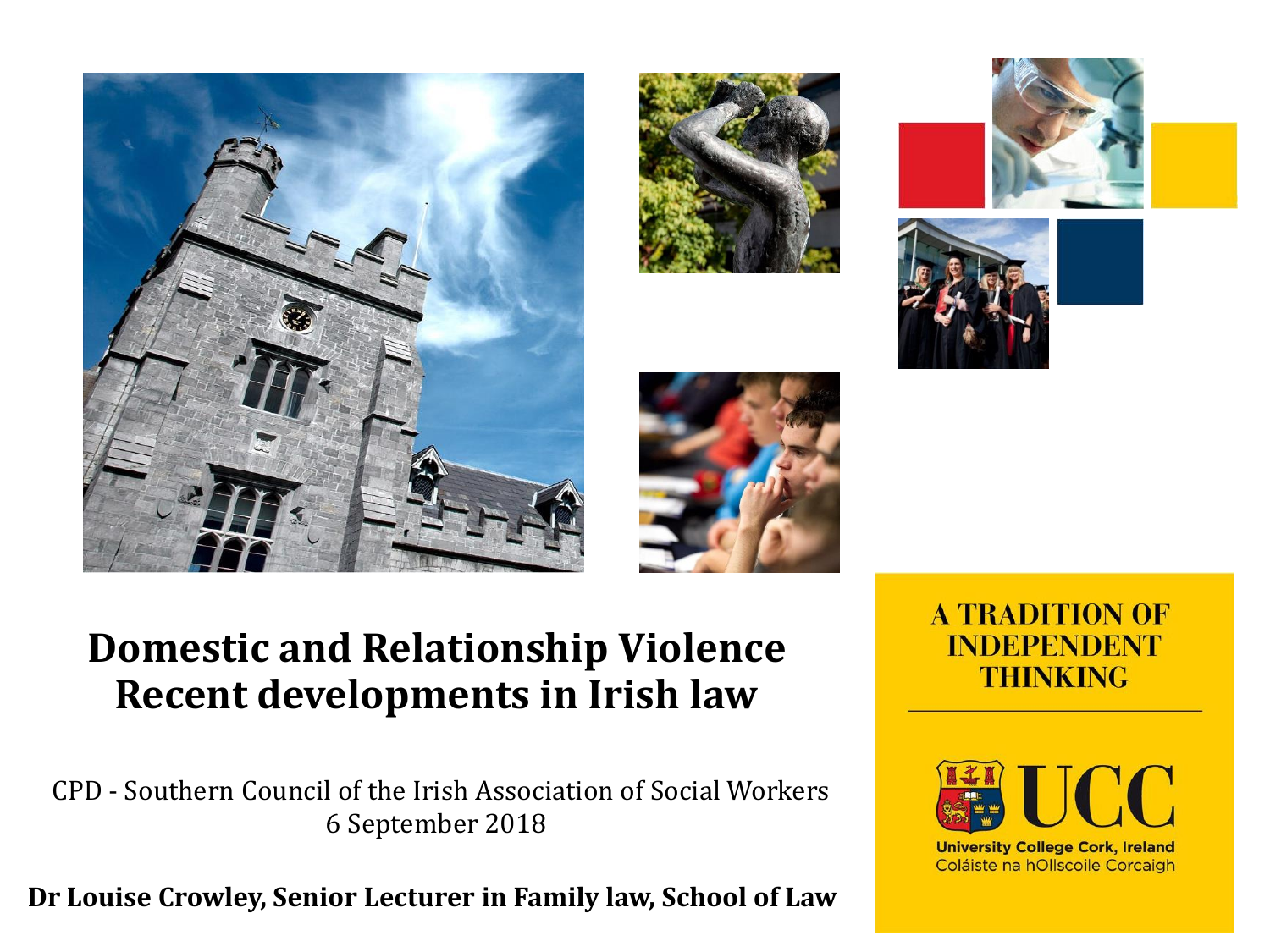# Domestic and Relationship Violence Recent developments in Irish law

CPD - Southern Council of the Irish Association of Social Workers
6 September 2018

**Dr Louise Crowley, Senior Lecturer in Family law, School of Law**

A TRADITION OF INDEPENDENT THINKING

UCC
University College Cork, Ireland
Coláiste na hOllscoile Corcaigh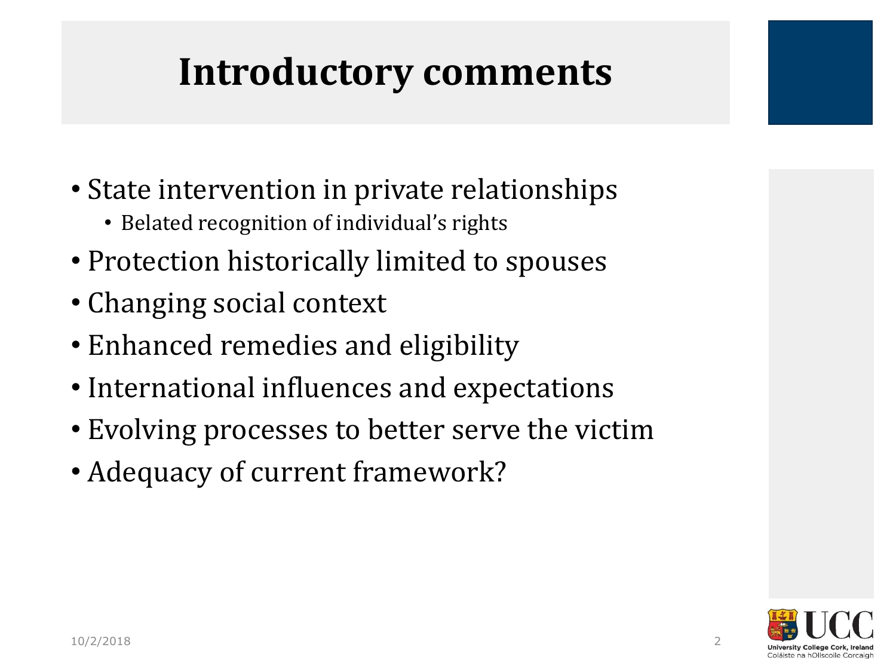# Introductory comments

- State intervention in private relationships
  - Belated recognition of individual's rights
- Protection historically limited to spouses
- Changing social context
- Enhanced remedies and eligibility
- International influences and expectations
- Evolving processes to better serve the victim
- Adequacy of current framework?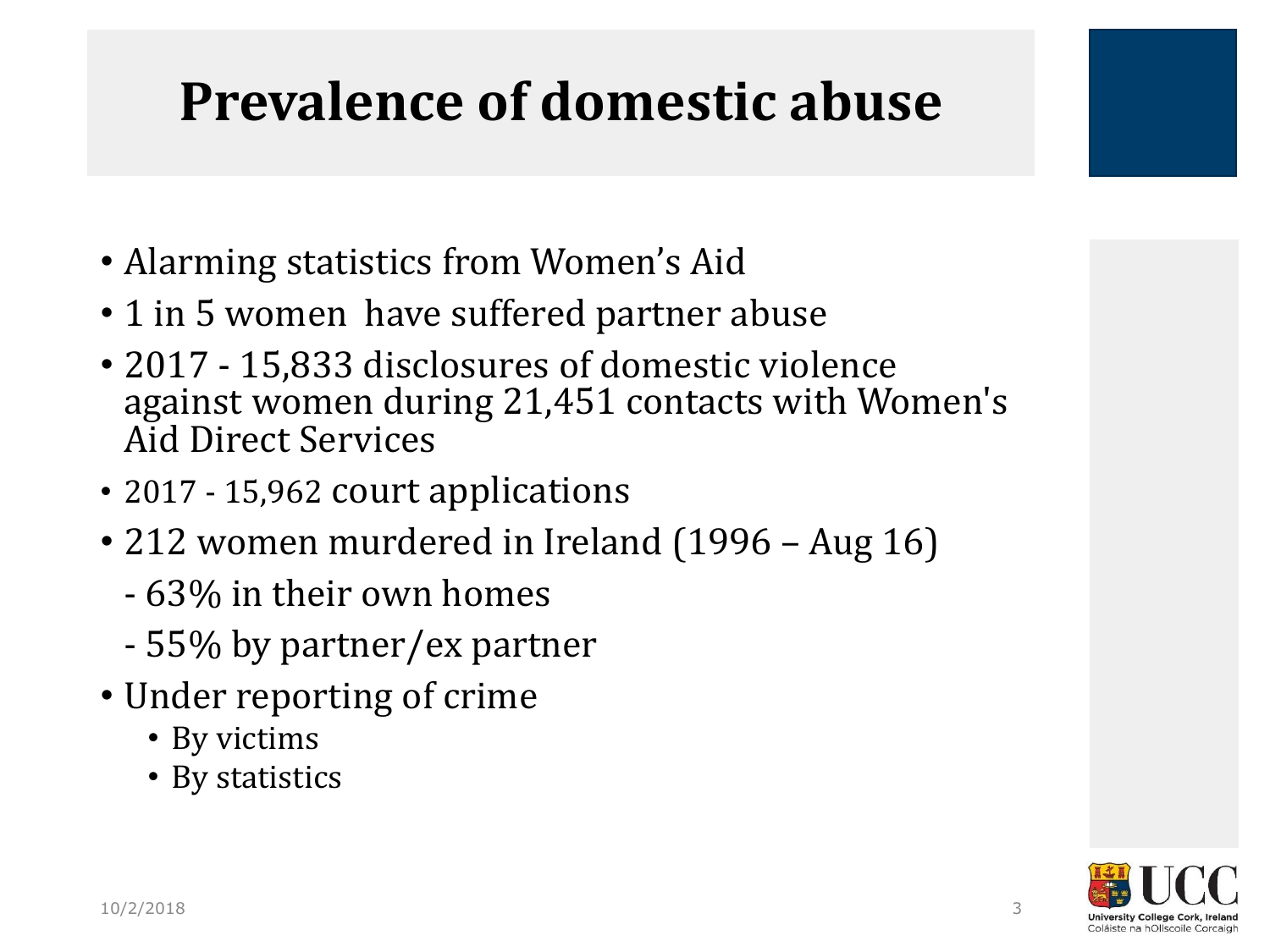# Prevalence of domestic abuse

- Alarming statistics from Women's Aid
- 1 in 5 women have suffered partner abuse
- 2017 - 15,833 disclosures of domestic violence against women during 21,451 contacts with Women's Aid Direct Services
- 2017 - 15,962 court applications
- 212 women murdered in Ireland (1996 – Aug 16)
  - 63% in their own homes
  - 55% by partner/ex partner
- Under reporting of crime
  - By victims
  - By statistics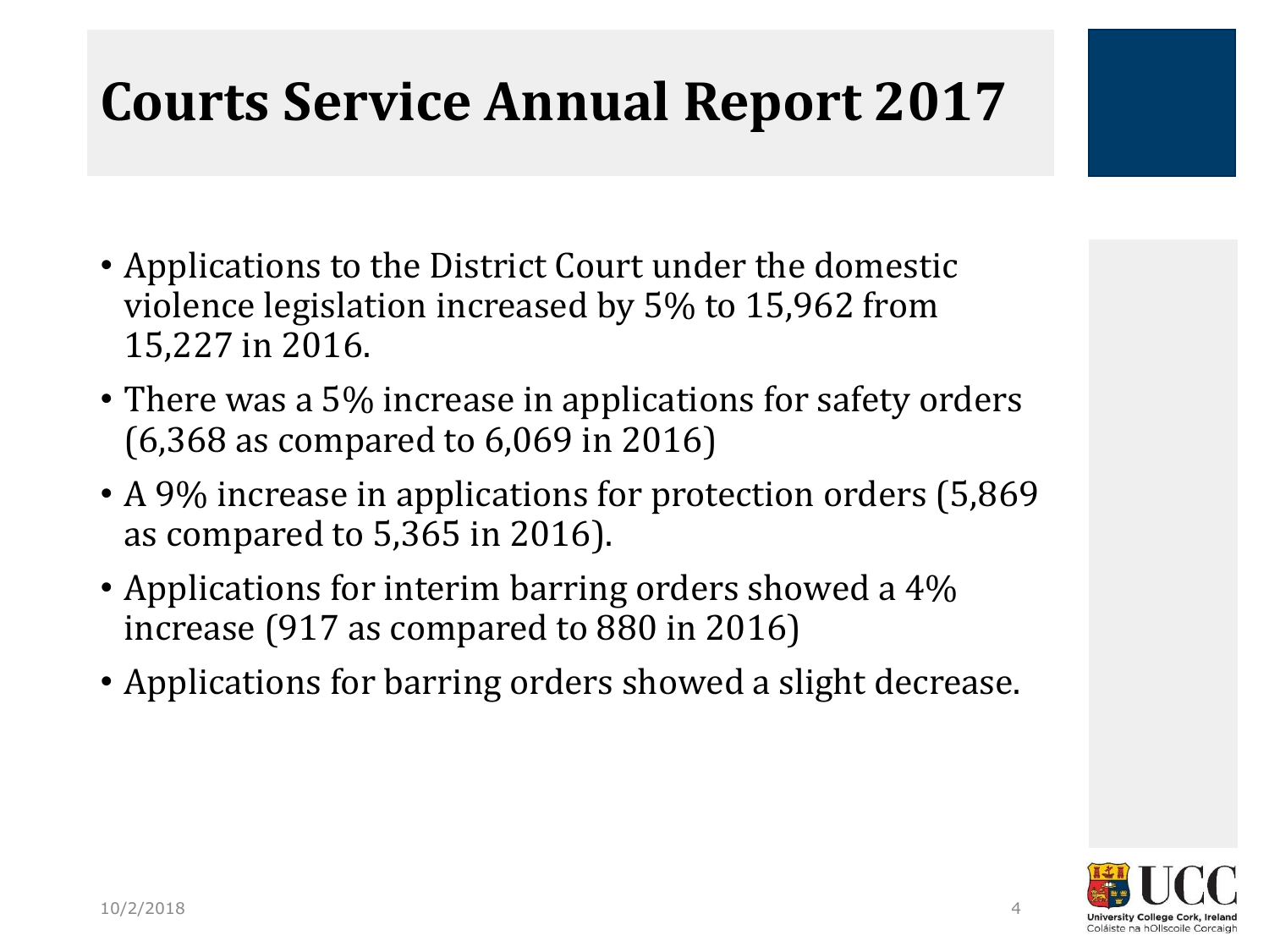# Courts Service Annual Report 2017

- Applications to the District Court under the domestic violence legislation increased by 5% to 15,962 from 15,227 in 2016.
- There was a 5% increase in applications for safety orders (6,368 as compared to 6,069 in 2016)
- A 9% increase in applications for protection orders (5,869 as compared to 5,365 in 2016).
- Applications for interim barring orders showed a 4% increase (917 as compared to 880 in 2016)
- Applications for barring orders showed a slight decrease.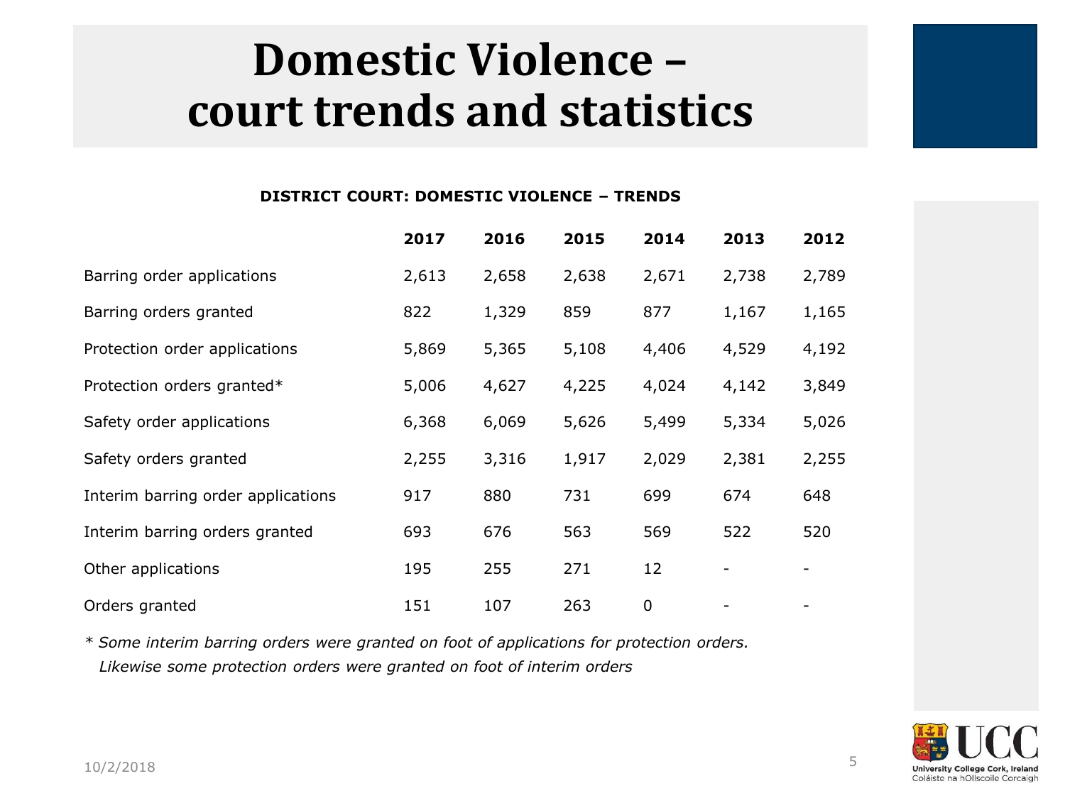# Domestic Violence – court trends and statistics

**DISTRICT COURT: DOMESTIC VIOLENCE – TRENDS**

| | **2017** | **2016** | **2015** | **2014** | **2013** | **2012** |
|---|---|---|---|---|---|---|
| Barring order applications | 2,613 | 2,658 | 2,638 | 2,671 | 2,738 | 2,789 |
| Barring orders granted | 822 | 1,329 | 859 | 877 | 1,167 | 1,165 |
| Protection order applications | 5,869 | 5,365 | 5,108 | 4,406 | 4,529 | 4,192 |
| Protection orders granted* | 5,006 | 4,627 | 4,225 | 4,024 | 4,142 | 3,849 |
| Safety order applications | 6,368 | 6,069 | 5,626 | 5,499 | 5,334 | 5,026 |
| Safety orders granted | 2,255 | 3,316 | 1,917 | 2,029 | 2,381 | 2,255 |
| Interim barring order applications | 917 | 880 | 731 | 699 | 674 | 648 |
| Interim barring orders granted | 693 | 676 | 563 | 569 | 522 | 520 |
| Other applications | 195 | 255 | 271 | 12 | - | - |
| Orders granted | 151 | 107 | 263 | 0 | - | - |

*\* Some interim barring orders were granted on foot of applications for protection orders. Likewise some protection orders were granted on foot of interim orders*

10/2/2018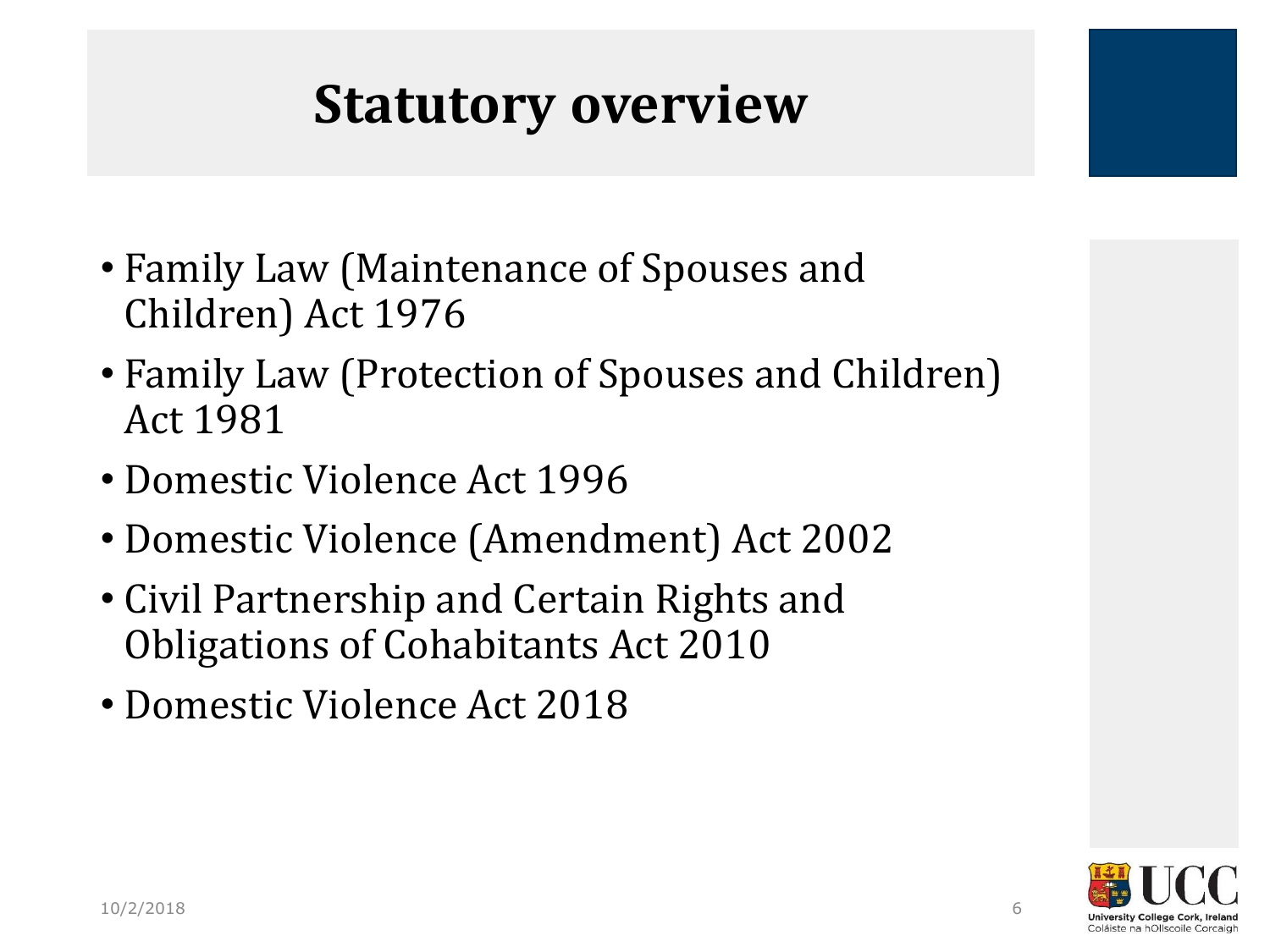# Statutory overview

- Family Law (Maintenance of Spouses and Children) Act 1976
- Family Law (Protection of Spouses and Children) Act 1981
- Domestic Violence Act 1996
- Domestic Violence (Amendment) Act 2002
- Civil Partnership and Certain Rights and Obligations of Cohabitants Act 2010
- Domestic Violence Act 2018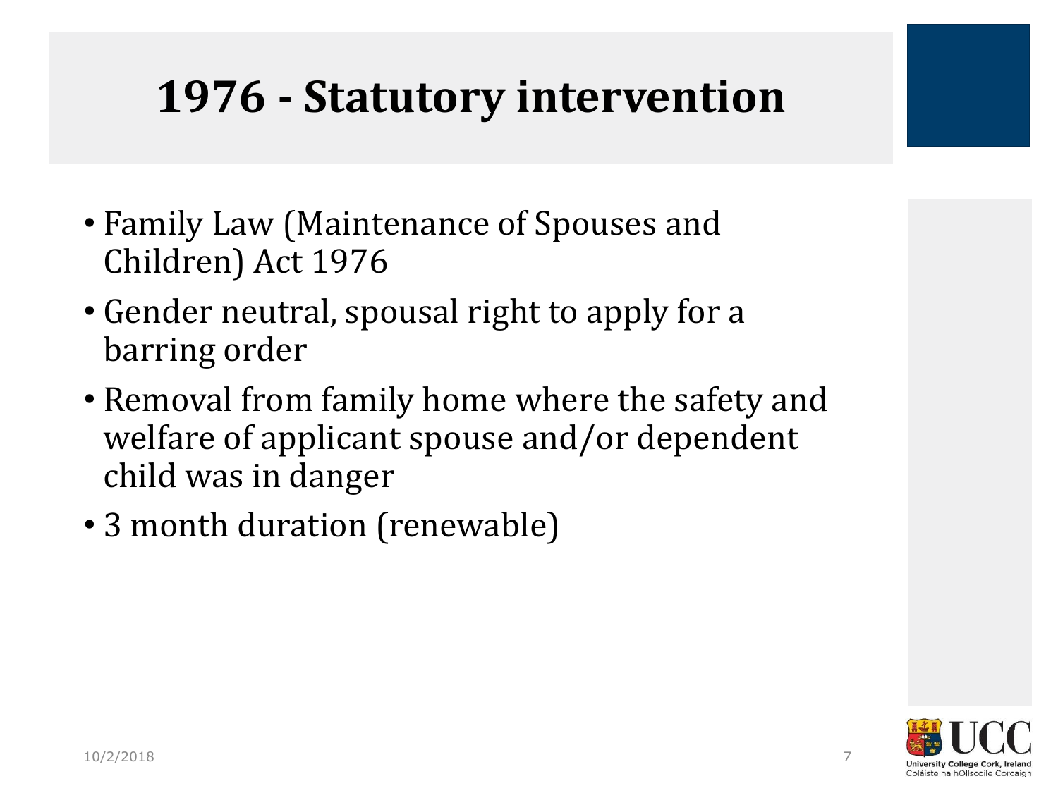# 1976 - Statutory intervention

- Family Law (Maintenance of Spouses and Children) Act 1976
- Gender neutral, spousal right to apply for a barring order
- Removal from family home where the safety and welfare of applicant spouse and/or dependent child was in danger
- 3 month duration (renewable)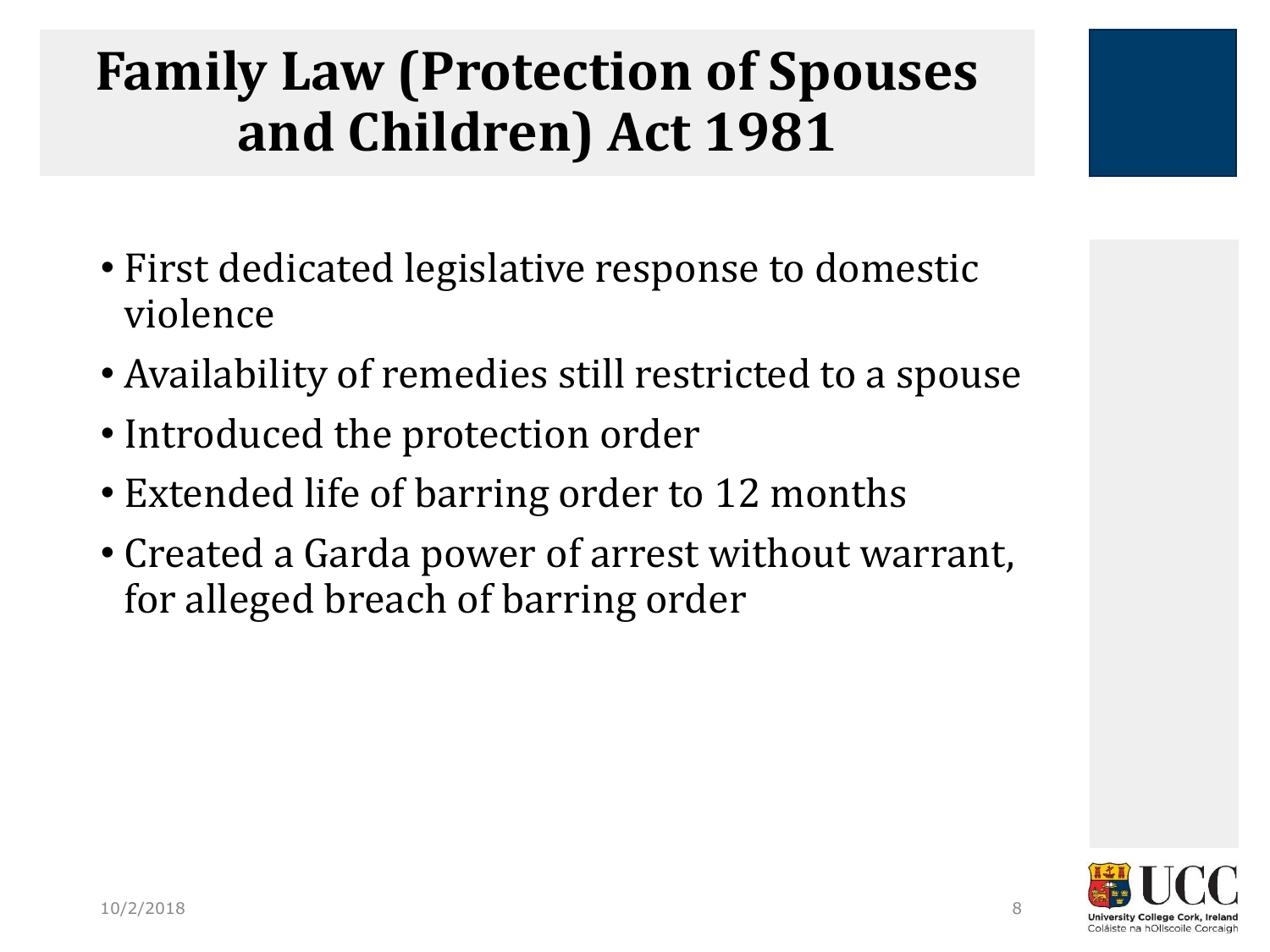# Family Law (Protection of Spouses and Children) Act 1981

- First dedicated legislative response to domestic violence
- Availability of remedies still restricted to a spouse
- Introduced the protection order
- Extended life of barring order to 12 months
- Created a Garda power of arrest without warrant, for alleged breach of barring order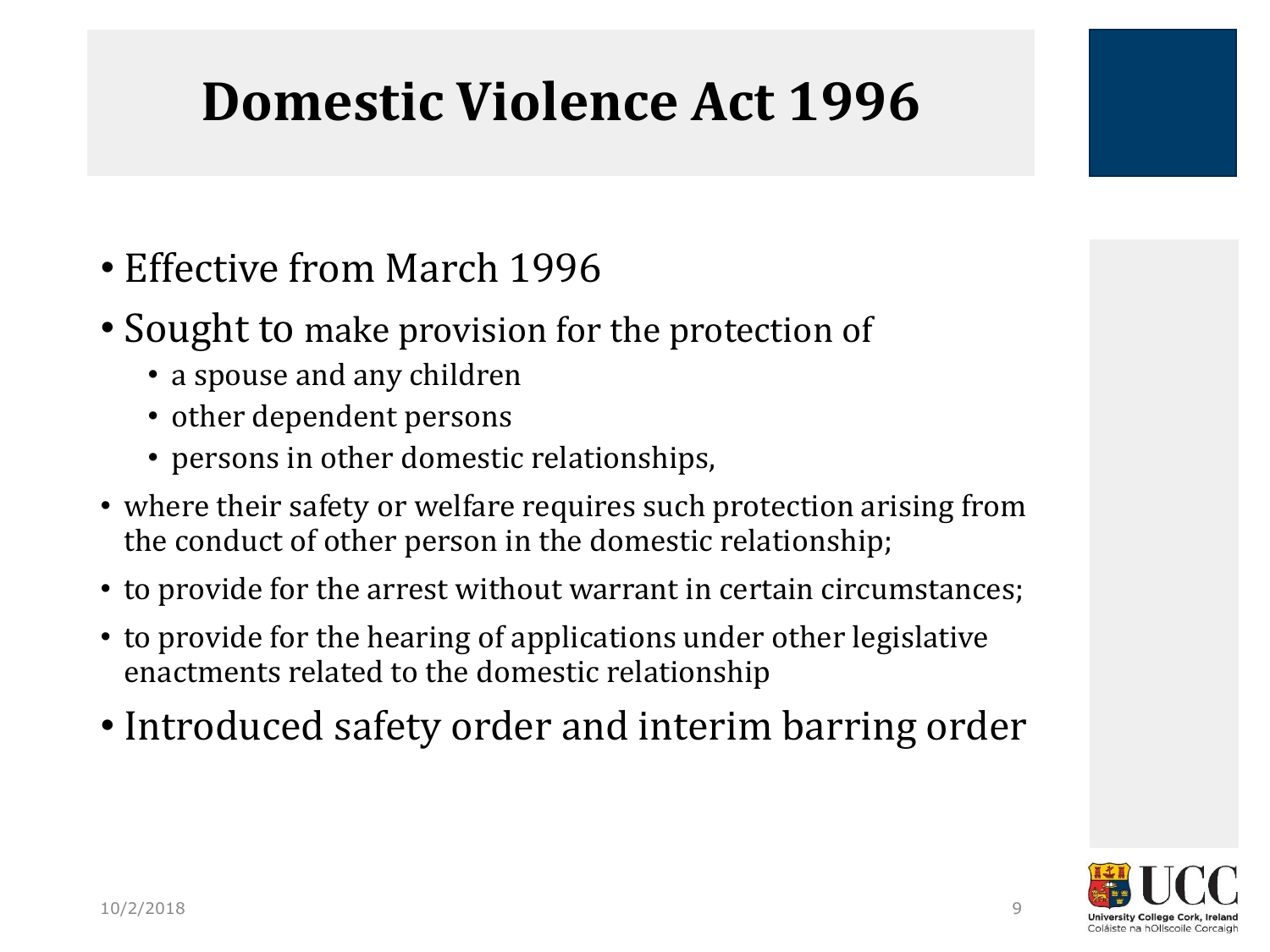# Domestic Violence Act 1996

- Effective from March 1996
- Sought to make provision for the protection of
  - a spouse and any children
  - other dependent persons
  - persons in other domestic relationships,
- where their safety or welfare requires such protection arising from the conduct of other person in the domestic relationship;
- to provide for the arrest without warrant in certain circumstances;
- to provide for the hearing of applications under other legislative enactments related to the domestic relationship
- Introduced safety order and interim barring order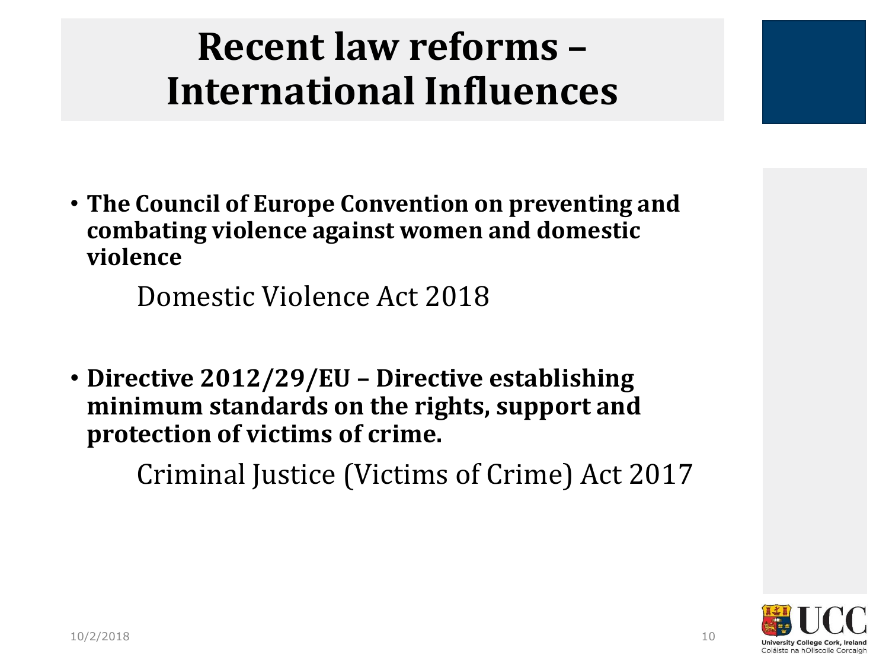# Recent law reforms – International Influences

- **The Council of Europe Convention on preventing and combating violence against women and domestic violence**

  Domestic Violence Act 2018

- **Directive 2012/29/EU – Directive establishing minimum standards on the rights, support and protection of victims of crime.**

  Criminal Justice (Victims of Crime) Act 2017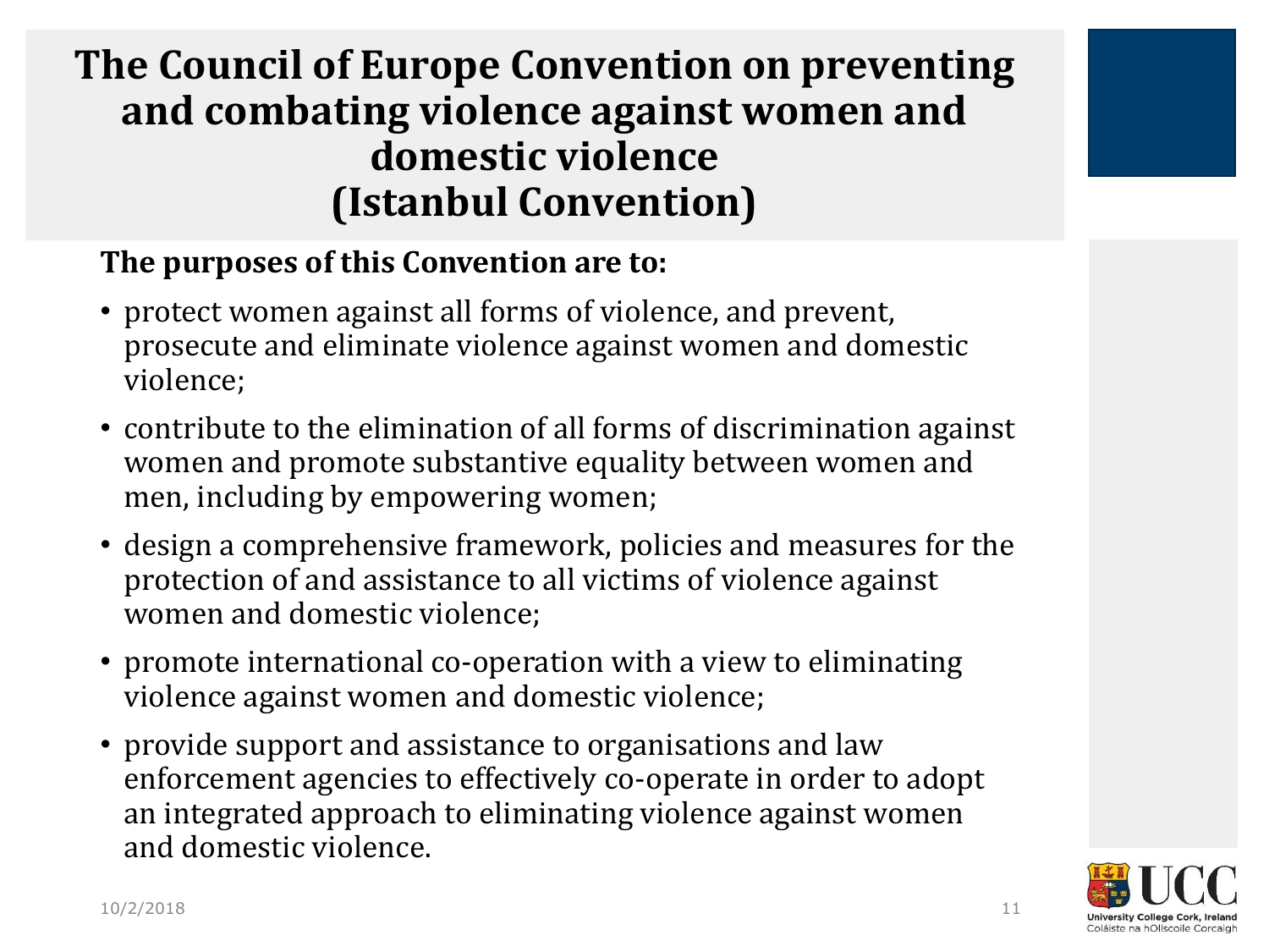# The Council of Europe Convention on preventing and combating violence against women and domestic violence (Istanbul Convention)

**The purposes of this Convention are to:**

- protect women against all forms of violence, and prevent, prosecute and eliminate violence against women and domestic violence;
- contribute to the elimination of all forms of discrimination against women and promote substantive equality between women and men, including by empowering women;
- design a comprehensive framework, policies and measures for the protection of and assistance to all victims of violence against women and domestic violence;
- promote international co-operation with a view to eliminating violence against women and domestic violence;
- provide support and assistance to organisations and law enforcement agencies to effectively co-operate in order to adopt an integrated approach to eliminating violence against women and domestic violence.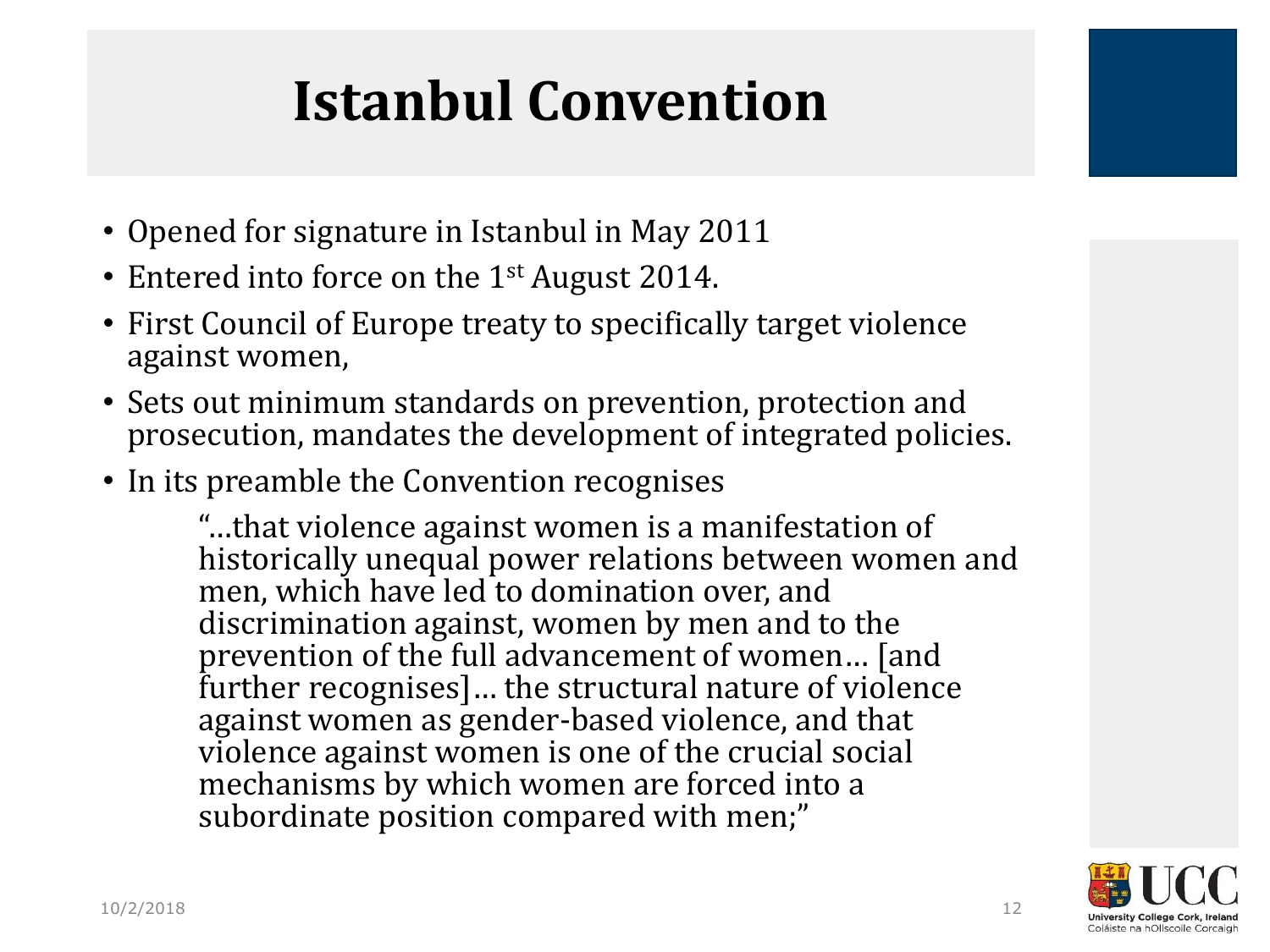# Istanbul Convention

- Opened for signature in Istanbul in May 2011
- Entered into force on the 1st August 2014.
- First Council of Europe treaty to specifically target violence against women,
- Sets out minimum standards on prevention, protection and prosecution, mandates the development of integrated policies.
- In its preamble the Convention recognises

> "…that violence against women is a manifestation of historically unequal power relations between women and men, which have led to domination over, and discrimination against, women by men and to the prevention of the full advancement of women… [and further recognises]… the structural nature of violence against women as gender-based violence, and that violence against women is one of the crucial social mechanisms by which women are forced into a subordinate position compared with men;"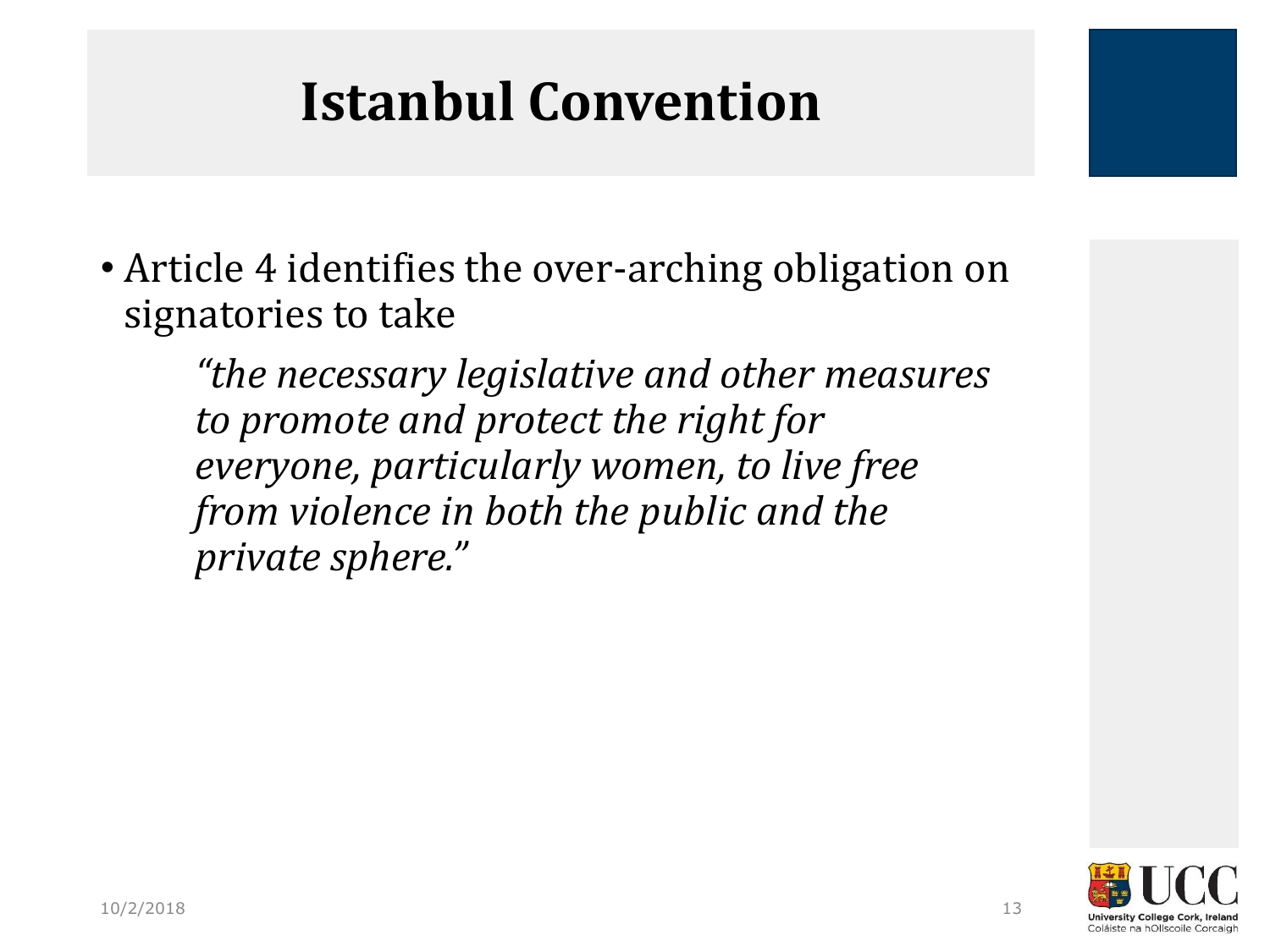# Istanbul Convention

- Article 4 identifies the over-arching obligation on signatories to take

  > *"the necessary legislative and other measures to promote and protect the right for everyone, particularly women, to live free from violence in both the public and the private sphere."*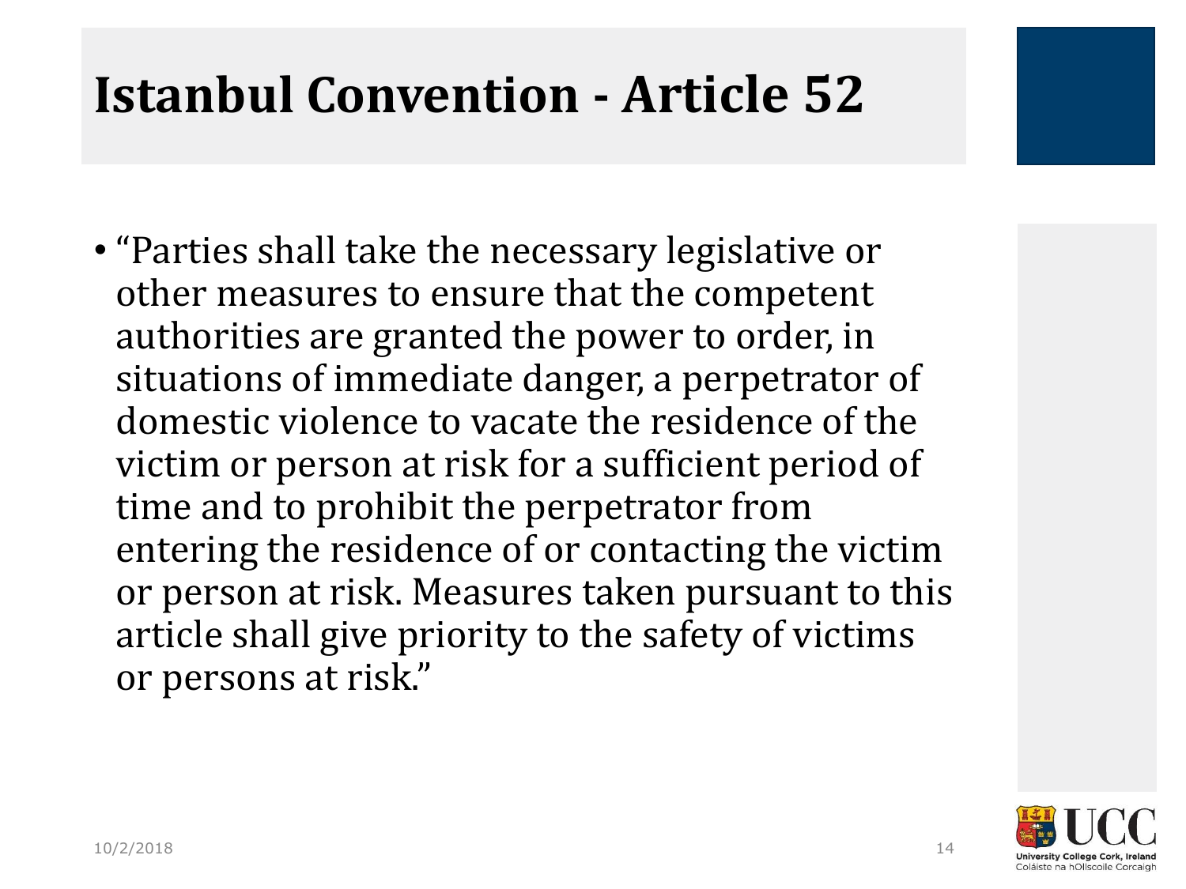# Istanbul Convention - Article 52

- "Parties shall take the necessary legislative or other measures to ensure that the competent authorities are granted the power to order, in situations of immediate danger, a perpetrator of domestic violence to vacate the residence of the victim or person at risk for a sufficient period of time and to prohibit the perpetrator from entering the residence of or contacting the victim or person at risk. Measures taken pursuant to this article shall give priority to the safety of victims or persons at risk."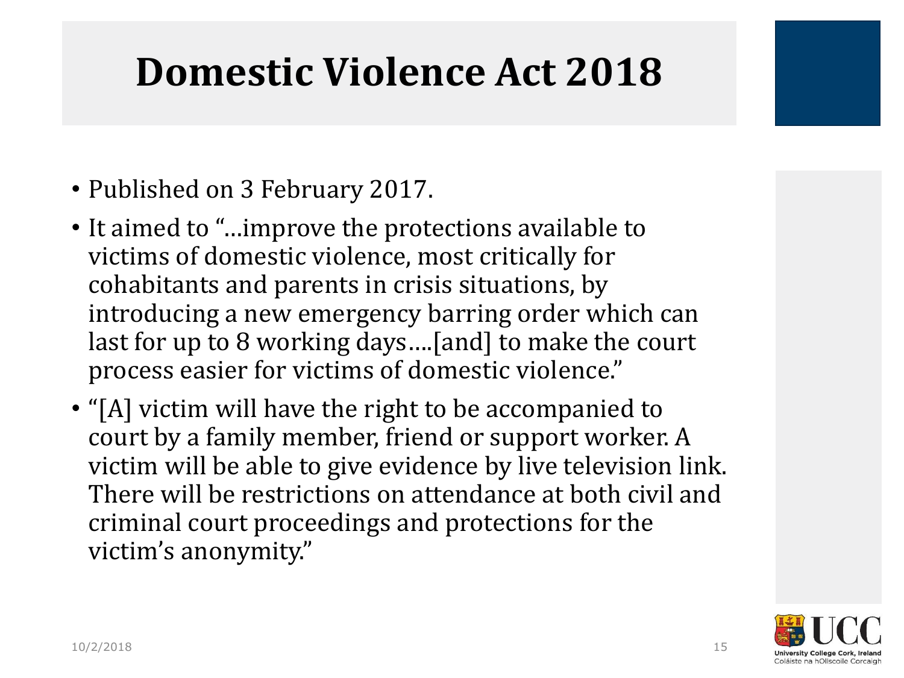# Domestic Violence Act 2018

- Published on 3 February 2017.
- It aimed to "…improve the protections available to victims of domestic violence, most critically for cohabitants and parents in crisis situations, by introducing a new emergency barring order which can last for up to 8 working days….[and] to make the court process easier for victims of domestic violence."
- "[A] victim will have the right to be accompanied to court by a family member, friend or support worker. A victim will be able to give evidence by live television link. There will be restrictions on attendance at both civil and criminal court proceedings and protections for the victim's anonymity."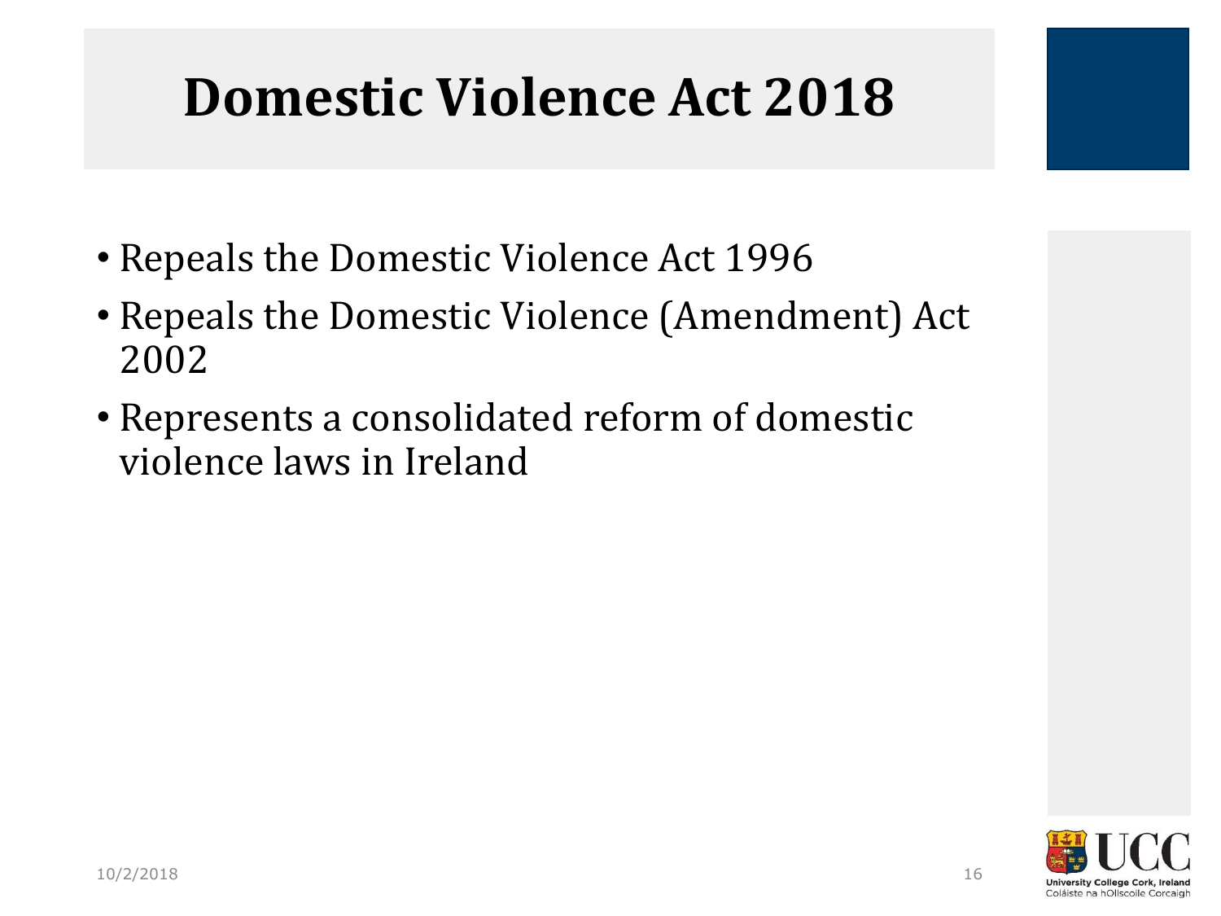# Domestic Violence Act 2018

- Repeals the Domestic Violence Act 1996
- Repeals the Domestic Violence (Amendment) Act 2002
- Represents a consolidated reform of domestic violence laws in Ireland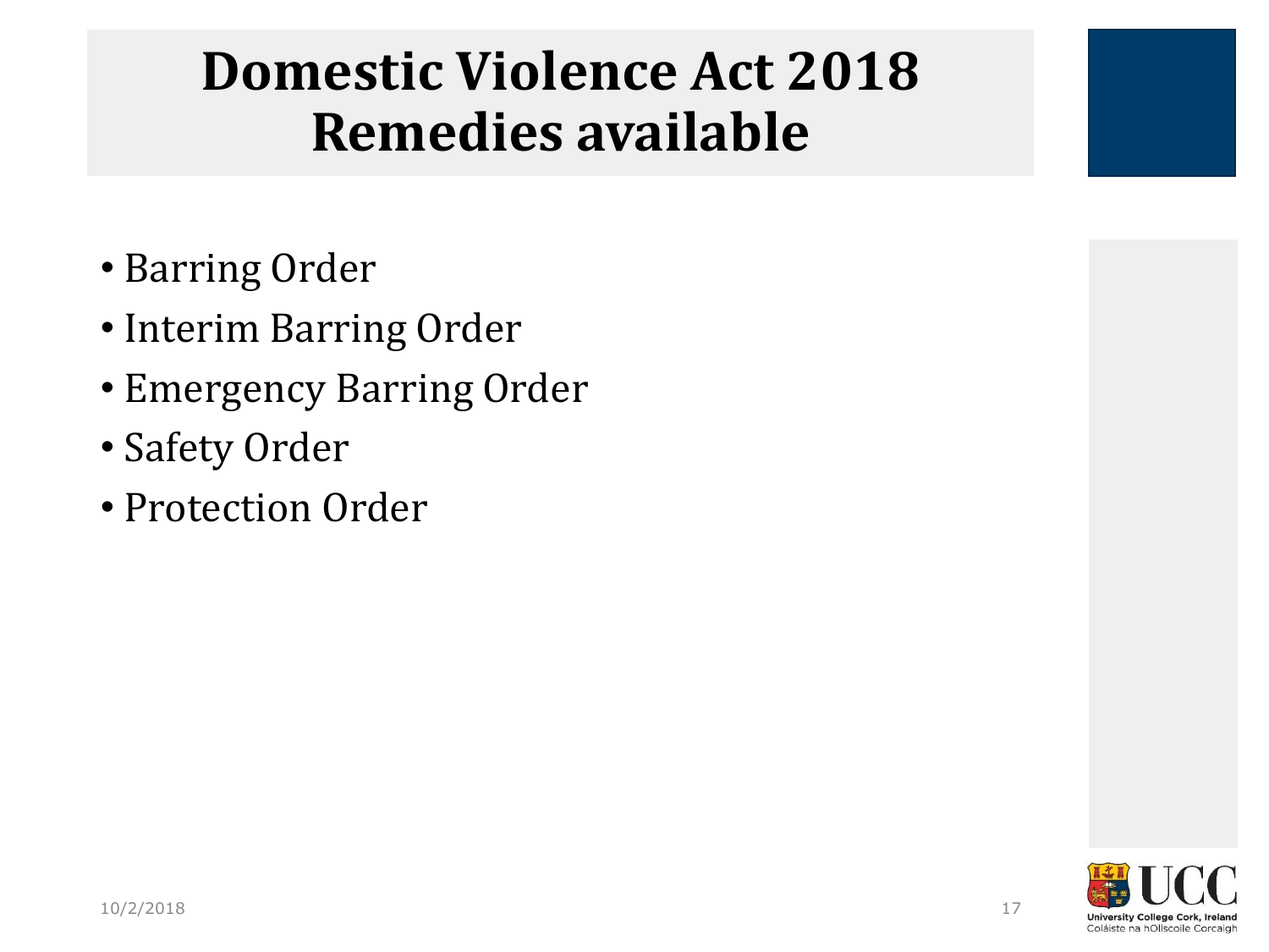# Domestic Violence Act 2018 Remedies available

- Barring Order
- Interim Barring Order
- Emergency Barring Order
- Safety Order
- Protection Order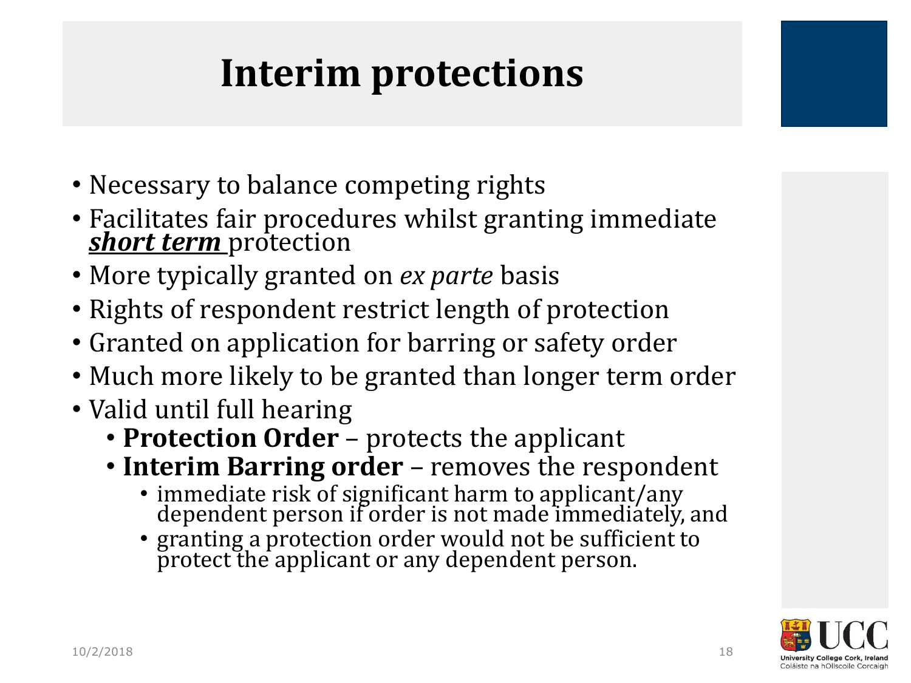# Interim protections

- Necessary to balance competing rights
- Facilitates fair procedures whilst granting immediate ***short term*** protection
- More typically granted on *ex parte* basis
- Rights of respondent restrict length of protection
- Granted on application for barring or safety order
- Much more likely to be granted than longer term order
- Valid until full hearing
  - **Protection Order** – protects the applicant
  - **Interim Barring order** – removes the respondent
    - immediate risk of significant harm to applicant/any dependent person if order is not made immediately, and
    - granting a protection order would not be sufficient to protect the applicant or any dependent person.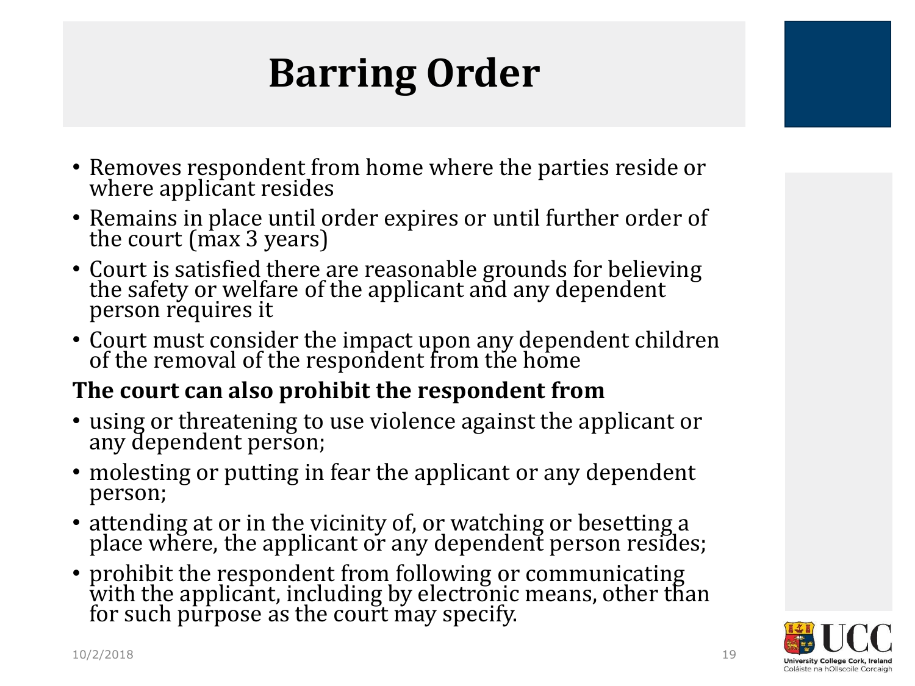# Barring Order

- Removes respondent from home where the parties reside or where applicant resides
- Remains in place until order expires or until further order of the court (max 3 years)
- Court is satisfied there are reasonable grounds for believing the safety or welfare of the applicant and any dependent person requires it
- Court must consider the impact upon any dependent children of the removal of the respondent from the home

**The court can also prohibit the respondent from**

- using or threatening to use violence against the applicant or any dependent person;
- molesting or putting in fear the applicant or any dependent person;
- attending at or in the vicinity of, or watching or besetting a place where, the applicant or any dependent person resides;
- prohibit the respondent from following or communicating with the applicant, including by electronic means, other than for such purpose as the court may specify.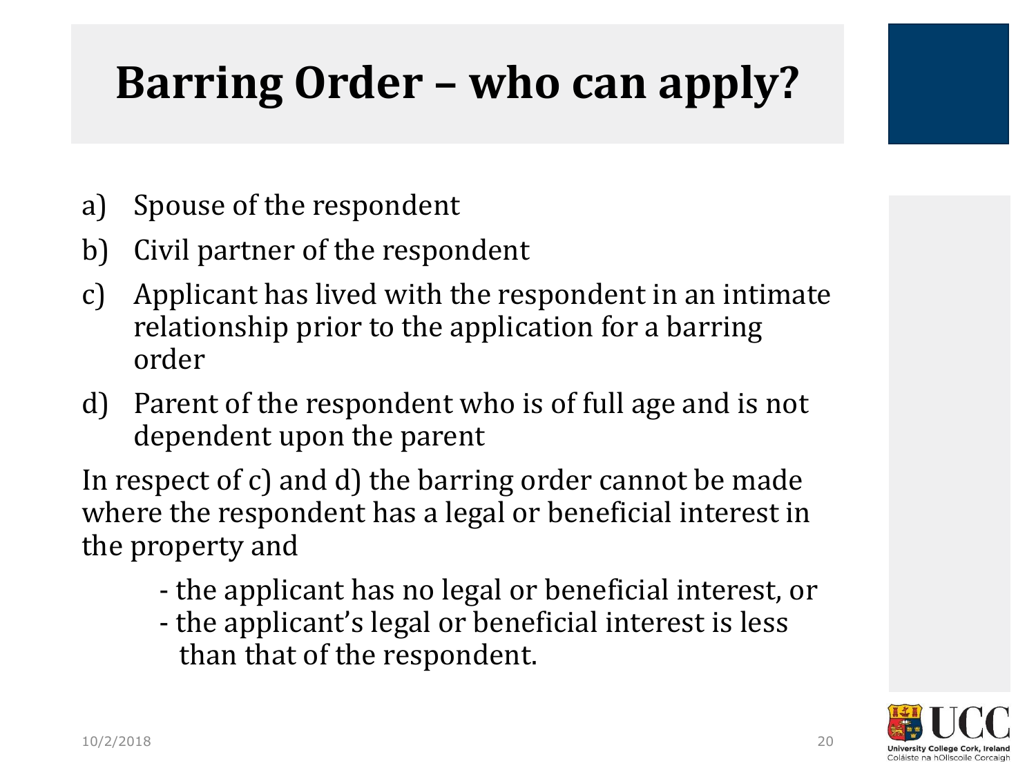# Barring Order – who can apply?

a) Spouse of the respondent
b) Civil partner of the respondent
c) Applicant has lived with the respondent in an intimate relationship prior to the application for a barring order
d) Parent of the respondent who is of full age and is not dependent upon the parent

In respect of c) and d) the barring order cannot be made where the respondent has a legal or beneficial interest in the property and

- the applicant has no legal or beneficial interest, or
- the applicant's legal or beneficial interest is less than that of the respondent.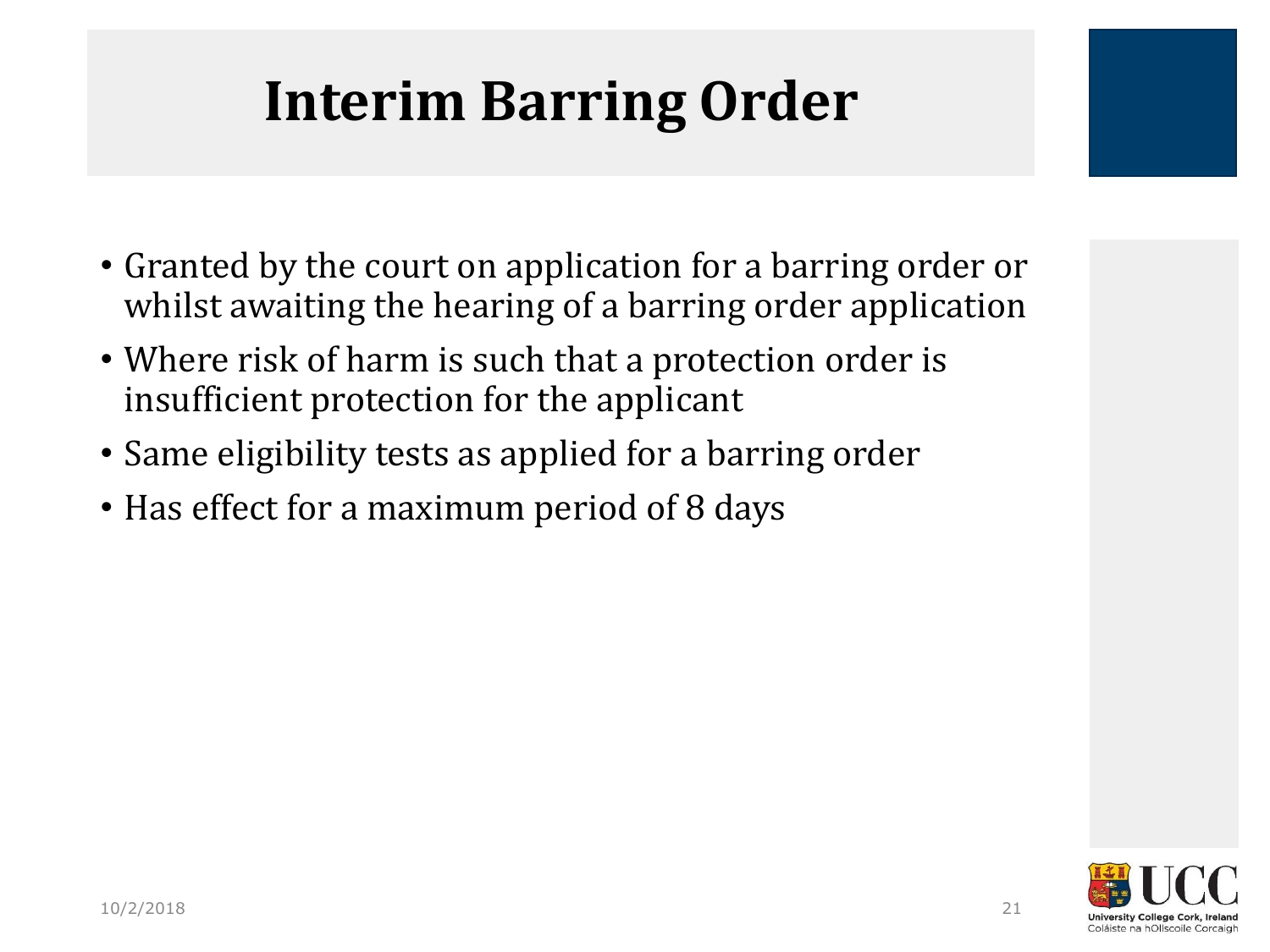# Interim Barring Order

- Granted by the court on application for a barring order or whilst awaiting the hearing of a barring order application
- Where risk of harm is such that a protection order is insufficient protection for the applicant
- Same eligibility tests as applied for a barring order
- Has effect for a maximum period of 8 days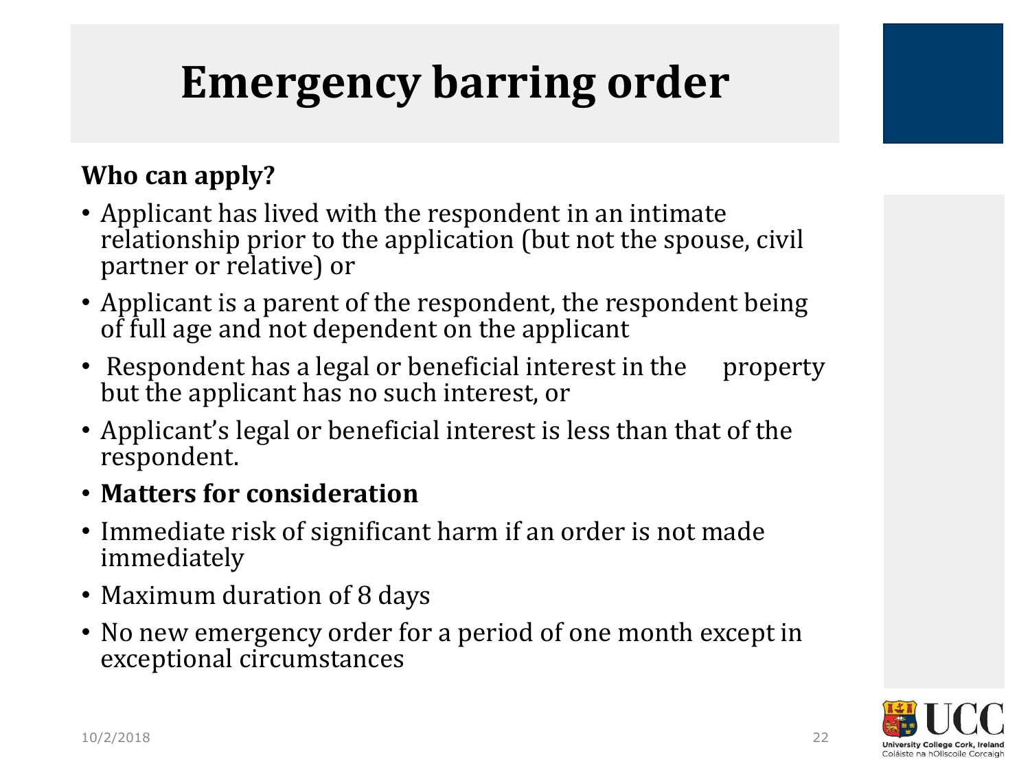# Emergency barring order

**Who can apply?**

- Applicant has lived with the respondent in an intimate relationship prior to the application (but not the spouse, civil partner or relative) or
- Applicant is a parent of the respondent, the respondent being of full age and not dependent on the applicant
- Respondent has a legal or beneficial interest in the property but the applicant has no such interest, or
- Applicant's legal or beneficial interest is less than that of the respondent.
- **Matters for consideration**
- Immediate risk of significant harm if an order is not made immediately
- Maximum duration of 8 days
- No new emergency order for a period of one month except in exceptional circumstances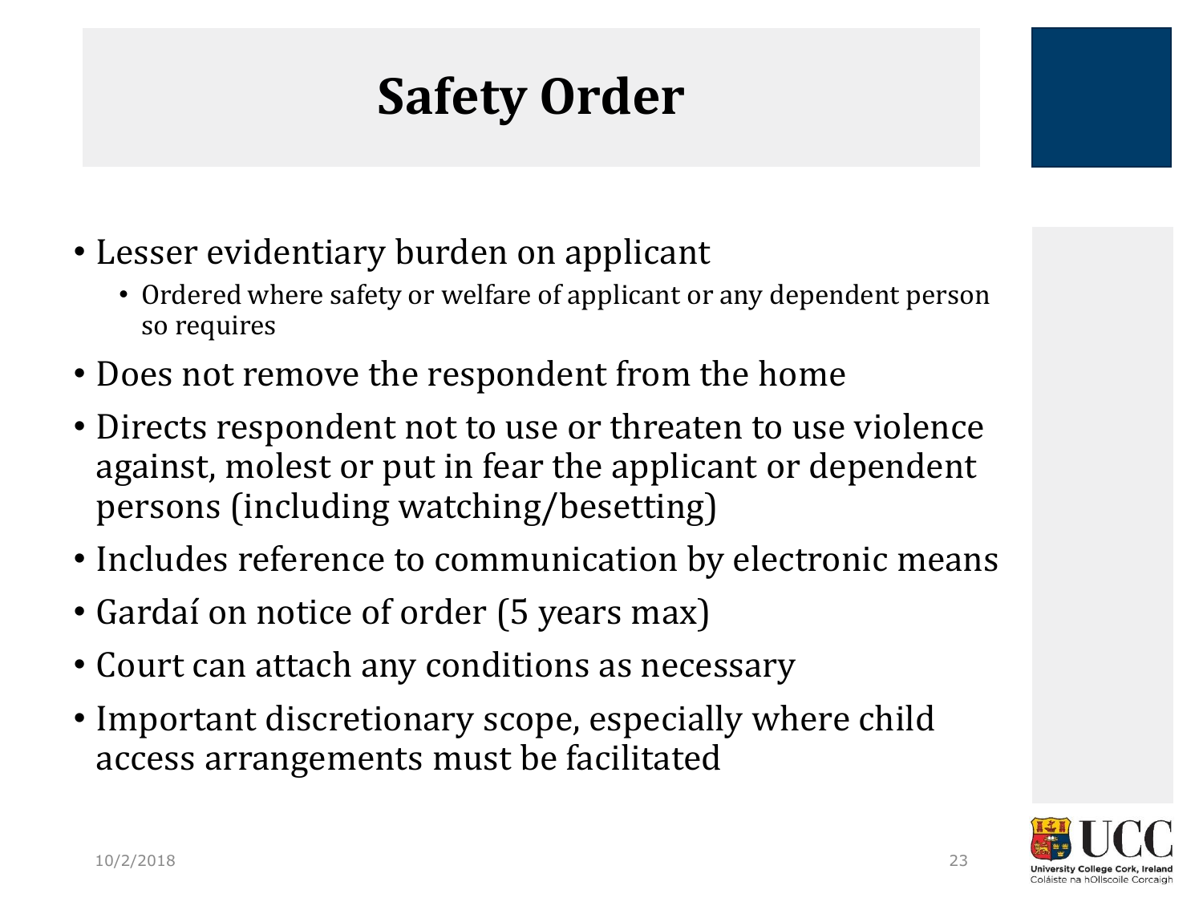# Safety Order

- Lesser evidentiary burden on applicant
  - Ordered where safety or welfare of applicant or any dependent person so requires
- Does not remove the respondent from the home
- Directs respondent not to use or threaten to use violence against, molest or put in fear the applicant or dependent persons (including watching/besetting)
- Includes reference to communication by electronic means
- Gardaí on notice of order (5 years max)
- Court can attach any conditions as necessary
- Important discretionary scope, especially where child access arrangements must be facilitated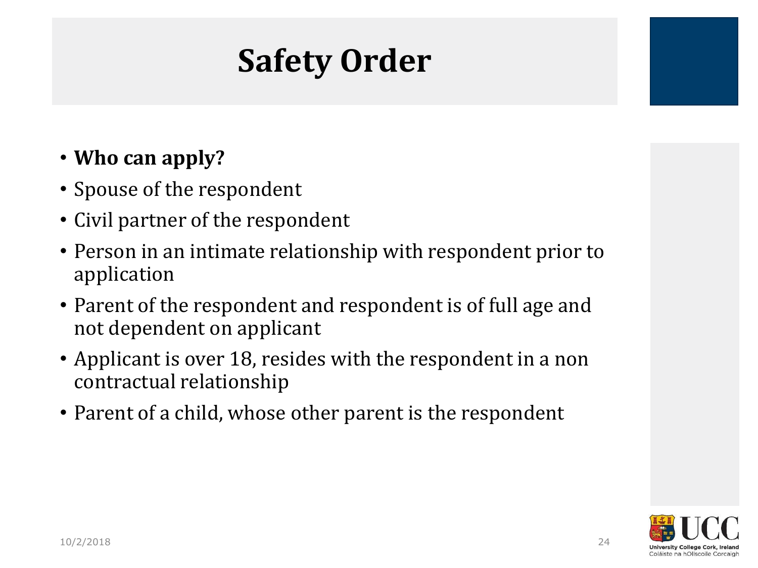# Safety Order

- **Who can apply?**
- Spouse of the respondent
- Civil partner of the respondent
- Person in an intimate relationship with respondent prior to application
- Parent of the respondent and respondent is of full age and not dependent on applicant
- Applicant is over 18, resides with the respondent in a non contractual relationship
- Parent of a child, whose other parent is the respondent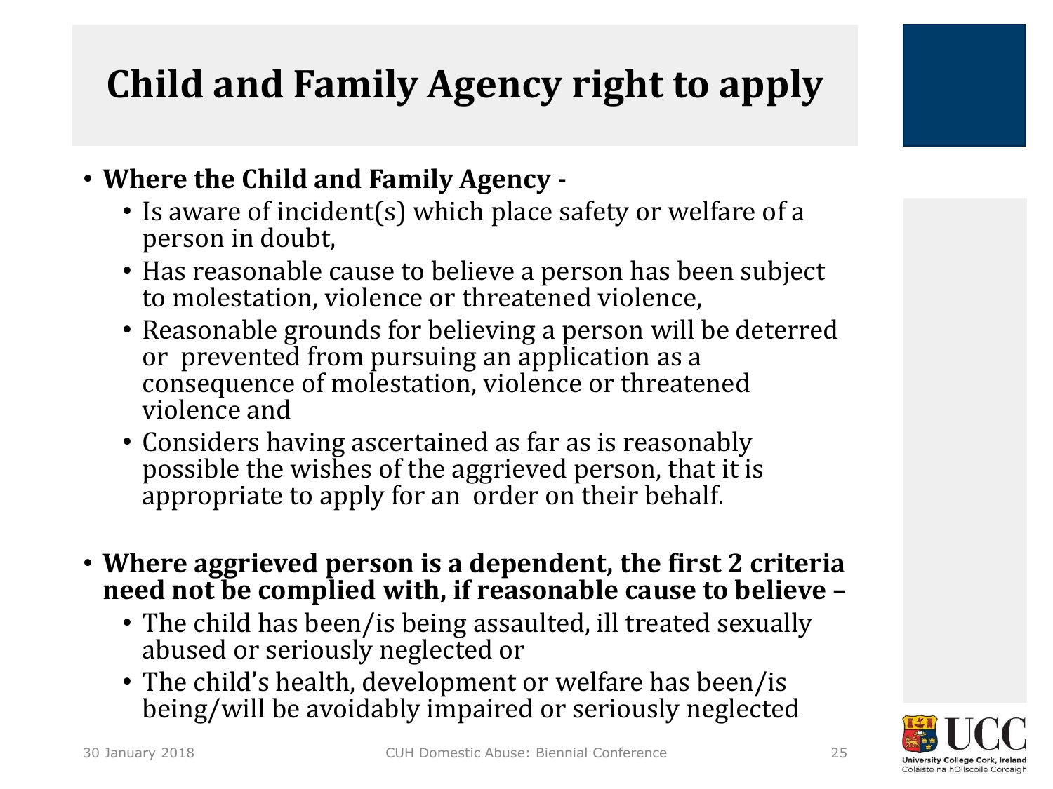# Child and Family Agency right to apply

- **Where the Child and Family Agency -**
  - Is aware of incident(s) which place safety or welfare of a person in doubt,
  - Has reasonable cause to believe a person has been subject to molestation, violence or threatened violence,
  - Reasonable grounds for believing a person will be deterred or prevented from pursuing an application as a consequence of molestation, violence or threatened violence and
  - Considers having ascertained as far as is reasonably possible the wishes of the aggrieved person, that it is appropriate to apply for an order on their behalf.

- **Where aggrieved person is a dependent, the first 2 criteria need not be complied with, if reasonable cause to believe –**
  - The child has been/is being assaulted, ill treated sexually abused or seriously neglected or
  - The child's health, development or welfare has been/is being/will be avoidably impaired or seriously neglected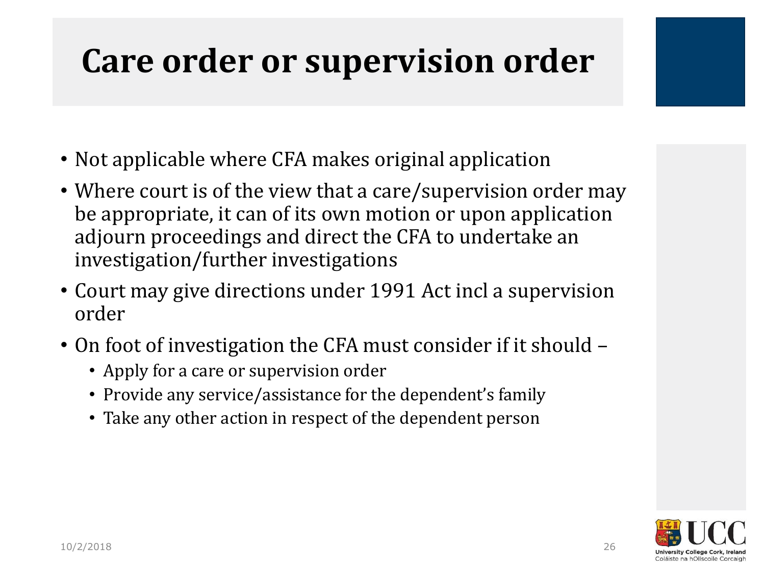# Care order or supervision order

- Not applicable where CFA makes original application
- Where court is of the view that a care/supervision order may be appropriate, it can of its own motion or upon application adjourn proceedings and direct the CFA to undertake an investigation/further investigations
- Court may give directions under 1991 Act incl a supervision order
- On foot of investigation the CFA must consider if it should –
  - Apply for a care or supervision order
  - Provide any service/assistance for the dependent's family
  - Take any other action in respect of the dependent person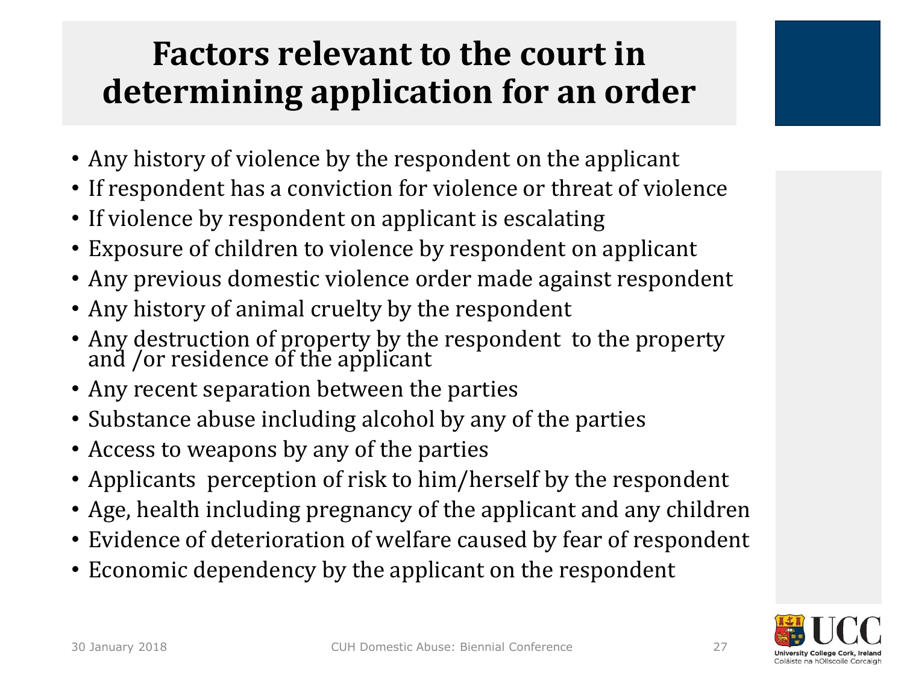# Factors relevant to the court in determining application for an order

- Any history of violence by the respondent on the applicant
- If respondent has a conviction for violence or threat of violence
- If violence by respondent on applicant is escalating
- Exposure of children to violence by respondent on applicant
- Any previous domestic violence order made against respondent
- Any history of animal cruelty by the respondent
- Any destruction of property by the respondent to the property and /or residence of the applicant
- Any recent separation between the parties
- Substance abuse including alcohol by any of the parties
- Access to weapons by any of the parties
- Applicants perception of risk to him/herself by the respondent
- Age, health including pregnancy of the applicant and any children
- Evidence of deterioration of welfare caused by fear of respondent
- Economic dependency by the applicant on the respondent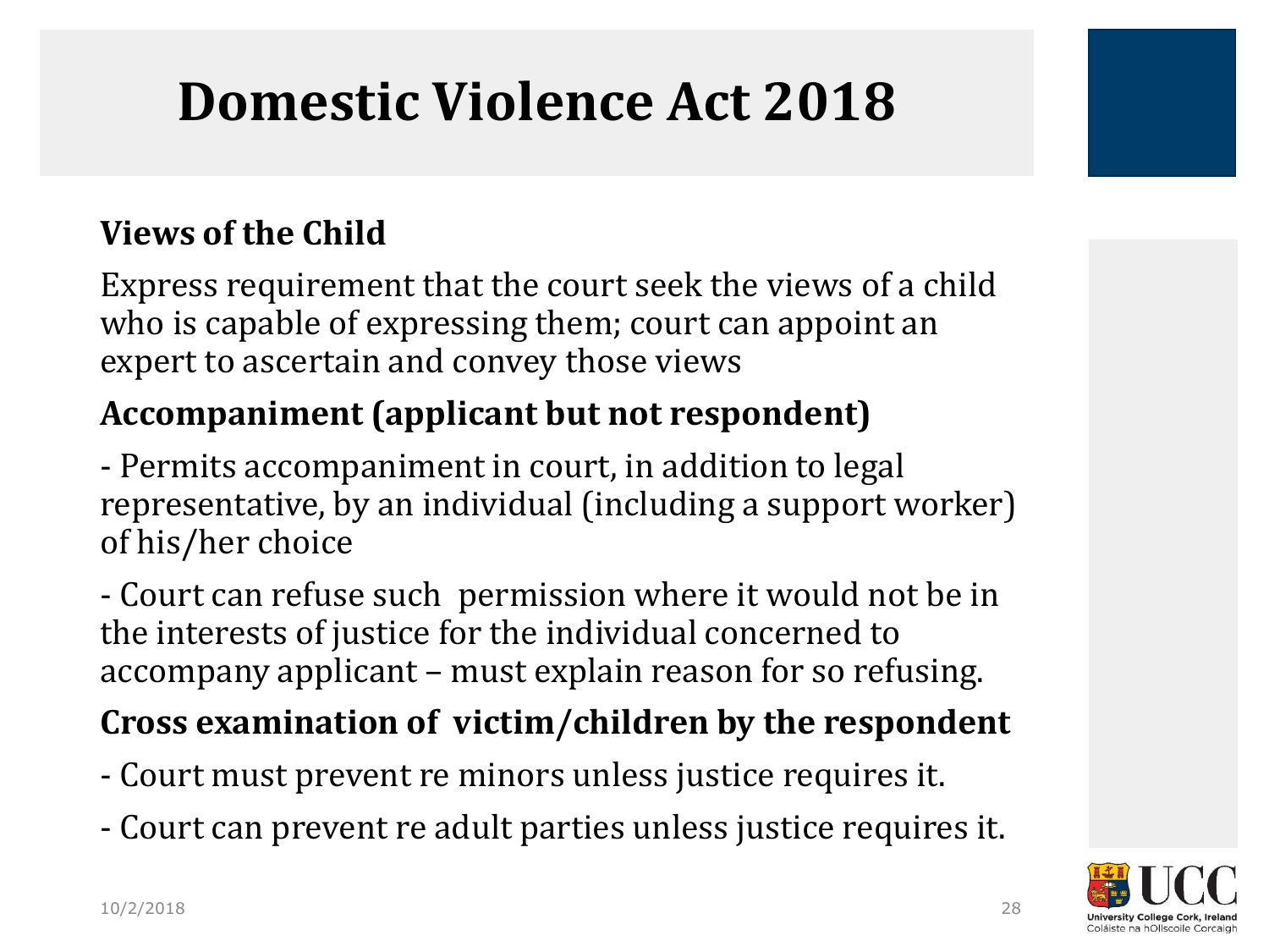# Domestic Violence Act 2018

**Views of the Child**

Express requirement that the court seek the views of a child who is capable of expressing them; court can appoint an expert to ascertain and convey those views

**Accompaniment (applicant but not respondent)**

- Permits accompaniment in court, in addition to legal representative, by an individual (including a support worker) of his/her choice

- Court can refuse such permission where it would not be in the interests of justice for the individual concerned to accompany applicant – must explain reason for so refusing.

**Cross examination of victim/children by the respondent**

- Court must prevent re minors unless justice requires it.

- Court can prevent re adult parties unless justice requires it.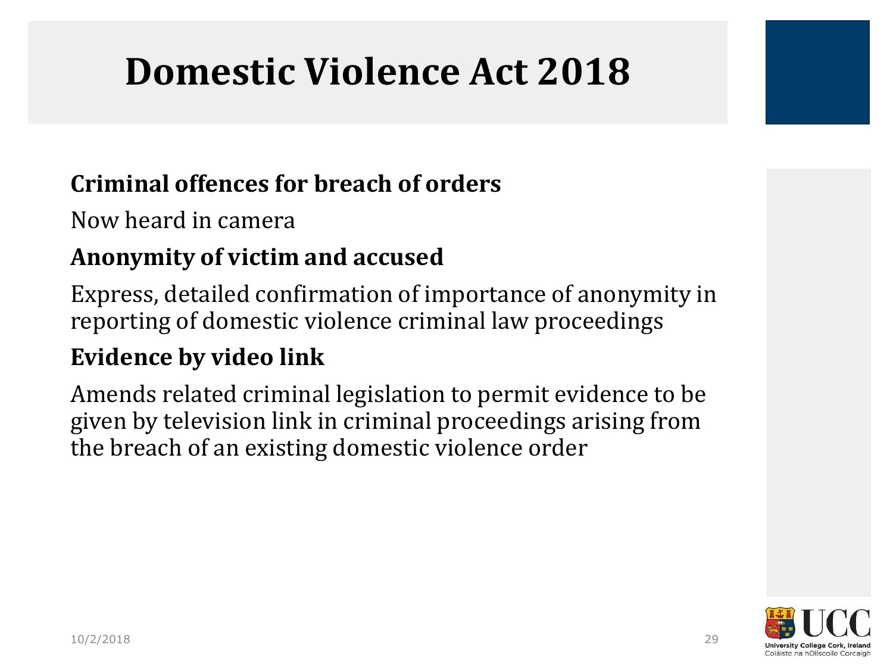# Domestic Violence Act 2018

**Criminal offences for breach of orders**

Now heard in camera

**Anonymity of victim and accused**

Express, detailed confirmation of importance of anonymity in reporting of domestic violence criminal law proceedings

**Evidence by video link**

Amends related criminal legislation to permit evidence to be given by television link in criminal proceedings arising from the breach of an existing domestic violence order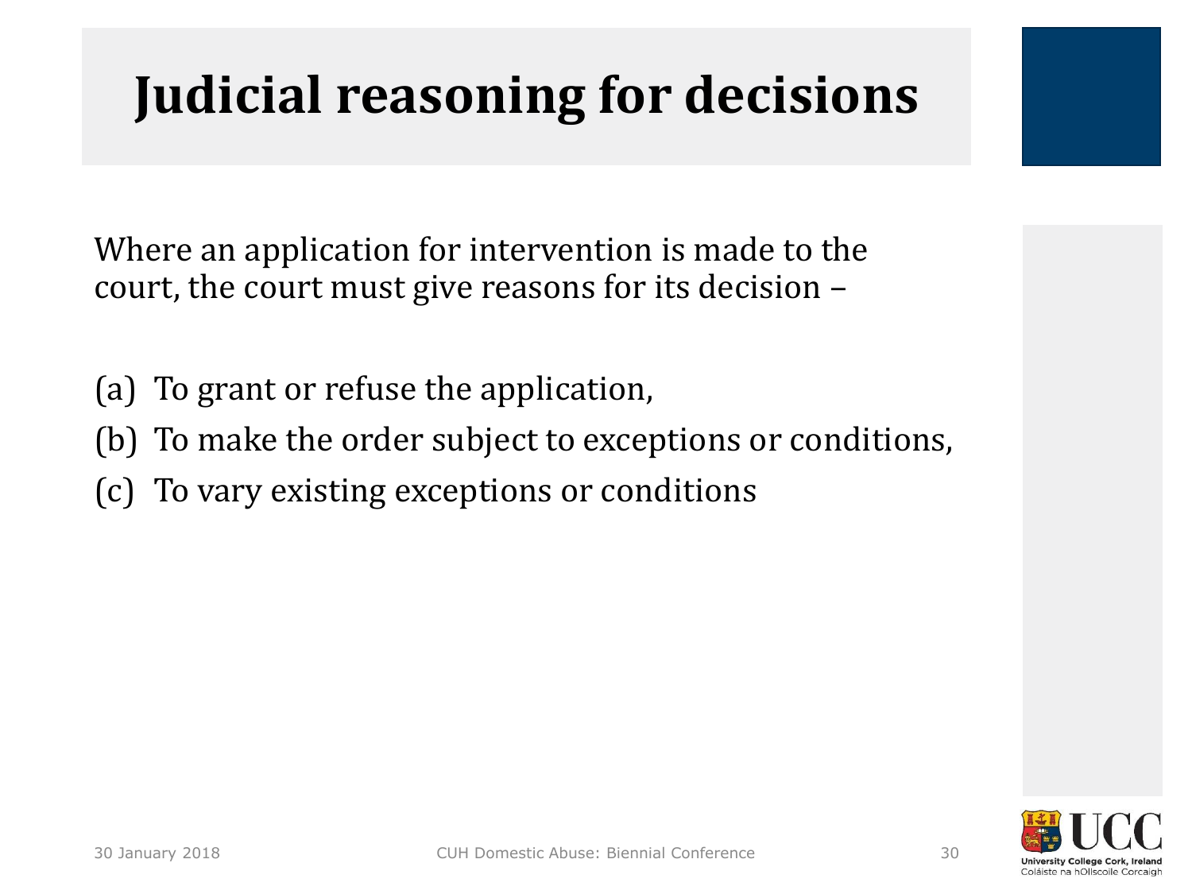# Judicial reasoning for decisions

Where an application for intervention is made to the court, the court must give reasons for its decision –

(a) To grant or refuse the application,

(b) To make the order subject to exceptions or conditions,

(c) To vary existing exceptions or conditions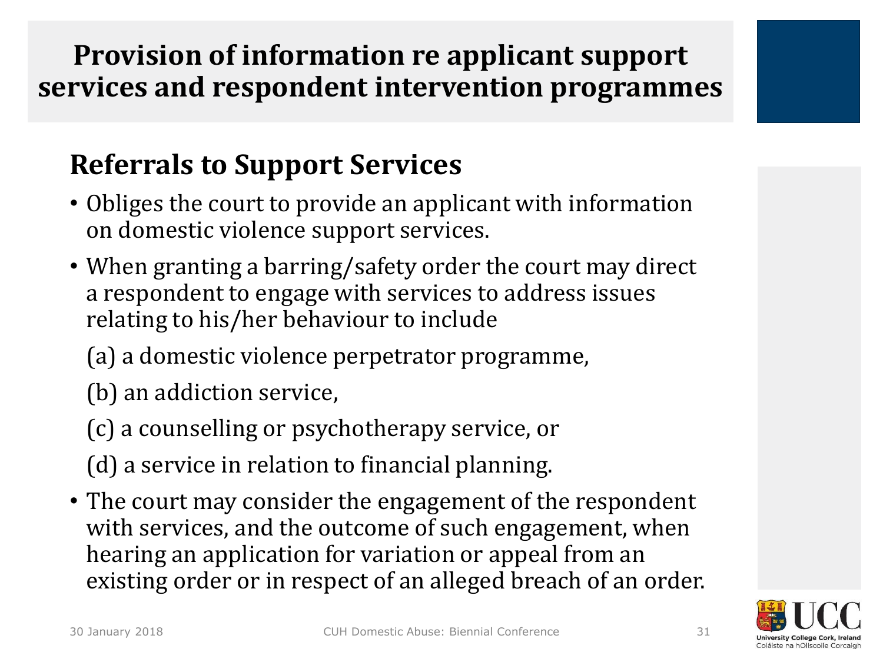# Provision of information re applicant support services and respondent intervention programmes

## Referrals to Support Services

- Obliges the court to provide an applicant with information on domestic violence support services.
- When granting a barring/safety order the court may direct a respondent to engage with services to address issues relating to his/her behaviour to include

  (a) a domestic violence perpetrator programme,

  (b) an addiction service,

  (c) a counselling or psychotherapy service, or

  (d) a service in relation to financial planning.
- The court may consider the engagement of the respondent with services, and the outcome of such engagement, when hearing an application for variation or appeal from an existing order or in respect of an alleged breach of an order.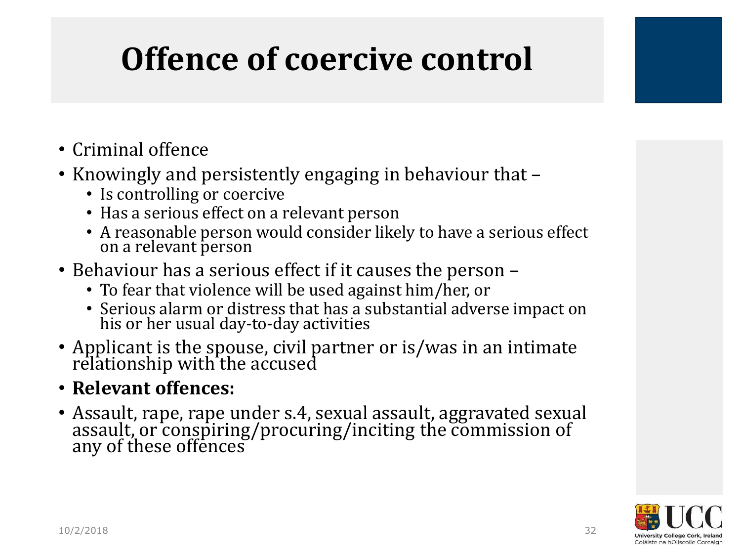# Offence of coercive control

- Criminal offence
- Knowingly and persistently engaging in behaviour that –
  - Is controlling or coercive
  - Has a serious effect on a relevant person
  - A reasonable person would consider likely to have a serious effect on a relevant person
- Behaviour has a serious effect if it causes the person –
  - To fear that violence will be used against him/her, or
  - Serious alarm or distress that has a substantial adverse impact on his or her usual day-to-day activities
- Applicant is the spouse, civil partner or is/was in an intimate relationship with the accused
- **Relevant offences:**
- Assault, rape, rape under s.4, sexual assault, aggravated sexual assault, or conspiring/procuring/inciting the commission of any of these offences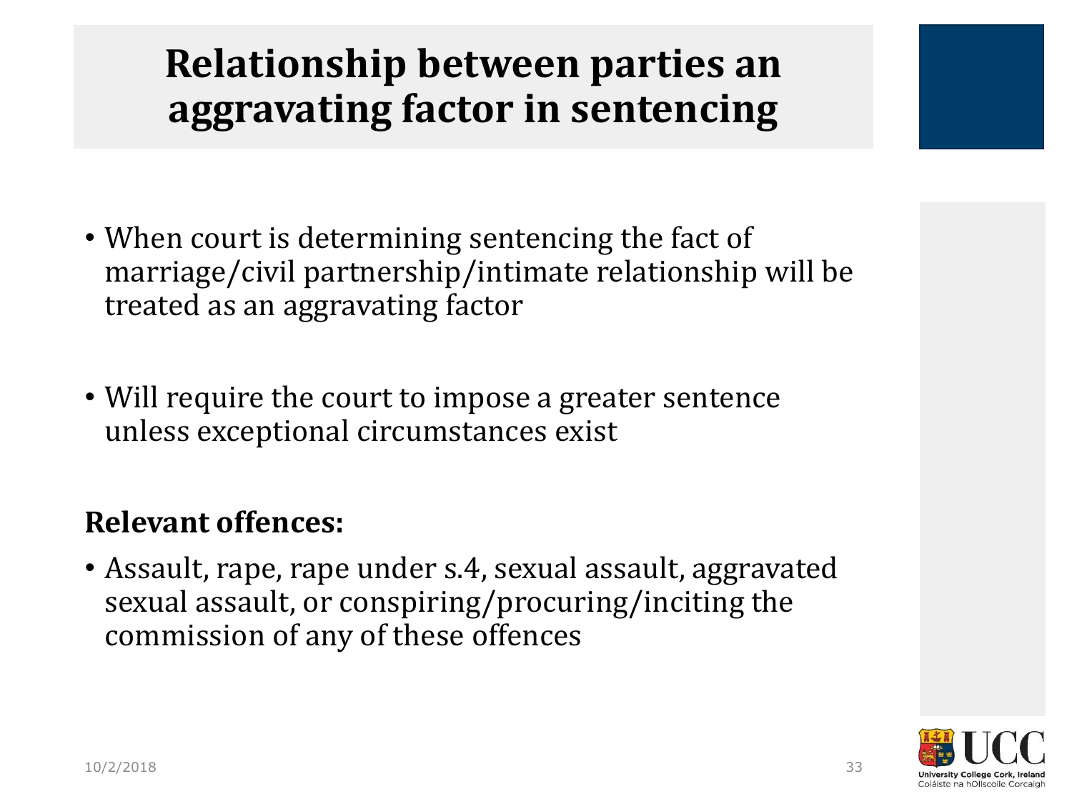# Relationship between parties an aggravating factor in sentencing

- When court is determining sentencing the fact of marriage/civil partnership/intimate relationship will be treated as an aggravating factor
- Will require the court to impose a greater sentence unless exceptional circumstances exist

**Relevant offences:**

- Assault, rape, rape under s.4, sexual assault, aggravated sexual assault, or conspiring/procuring/inciting the commission of any of these offences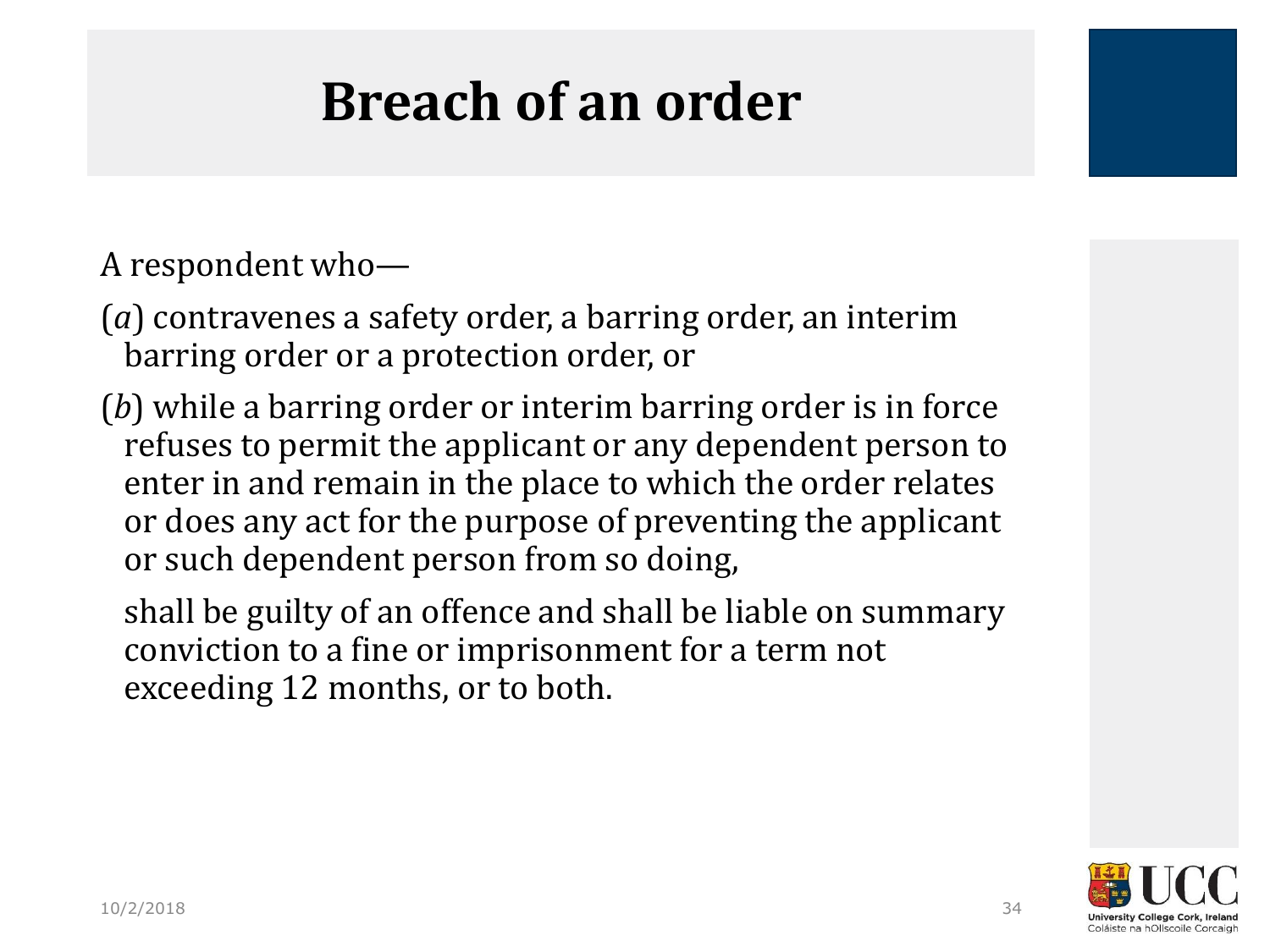# Breach of an order

A respondent who—

(*a*) contravenes a safety order, a barring order, an interim barring order or a protection order, or

(*b*) while a barring order or interim barring order is in force refuses to permit the applicant or any dependent person to enter in and remain in the place to which the order relates or does any act for the purpose of preventing the applicant or such dependent person from so doing,

shall be guilty of an offence and shall be liable on summary conviction to a fine or imprisonment for a term not exceeding 12 months, or to both.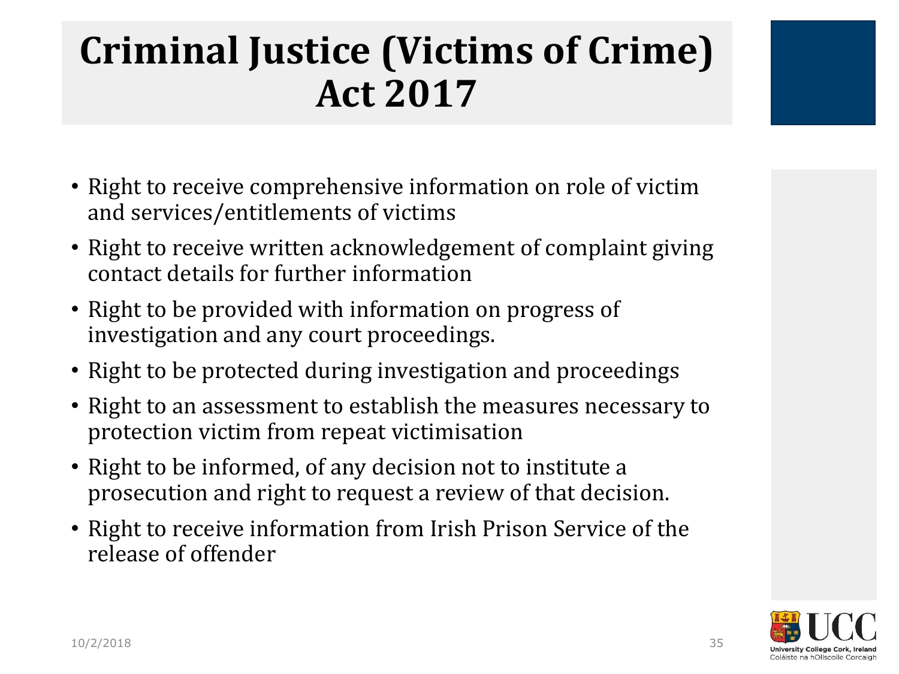# Criminal Justice (Victims of Crime) Act 2017

- Right to receive comprehensive information on role of victim and services/entitlements of victims
- Right to receive written acknowledgement of complaint giving contact details for further information
- Right to be provided with information on progress of investigation and any court proceedings.
- Right to be protected during investigation and proceedings
- Right to an assessment to establish the measures necessary to protection victim from repeat victimisation
- Right to be informed, of any decision not to institute a prosecution and right to request a review of that decision.
- Right to receive information from Irish Prison Service of the release of offender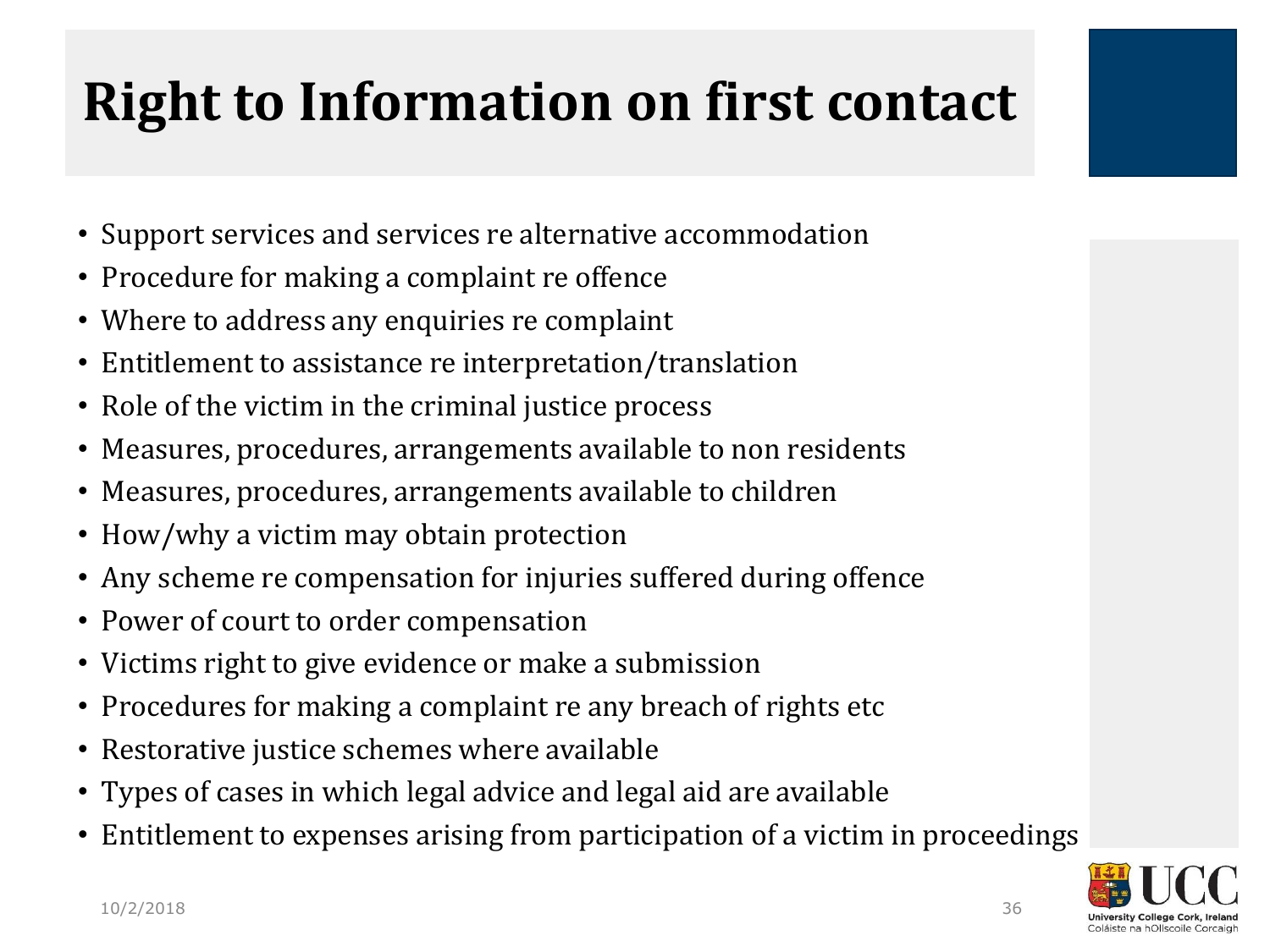# Right to Information on first contact

- Support services and services re alternative accommodation
- Procedure for making a complaint re offence
- Where to address any enquiries re complaint
- Entitlement to assistance re interpretation/translation
- Role of the victim in the criminal justice process
- Measures, procedures, arrangements available to non residents
- Measures, procedures, arrangements available to children
- How/why a victim may obtain protection
- Any scheme re compensation for injuries suffered during offence
- Power of court to order compensation
- Victims right to give evidence or make a submission
- Procedures for making a complaint re any breach of rights etc
- Restorative justice schemes where available
- Types of cases in which legal advice and legal aid are available
- Entitlement to expenses arising from participation of a victim in proceedings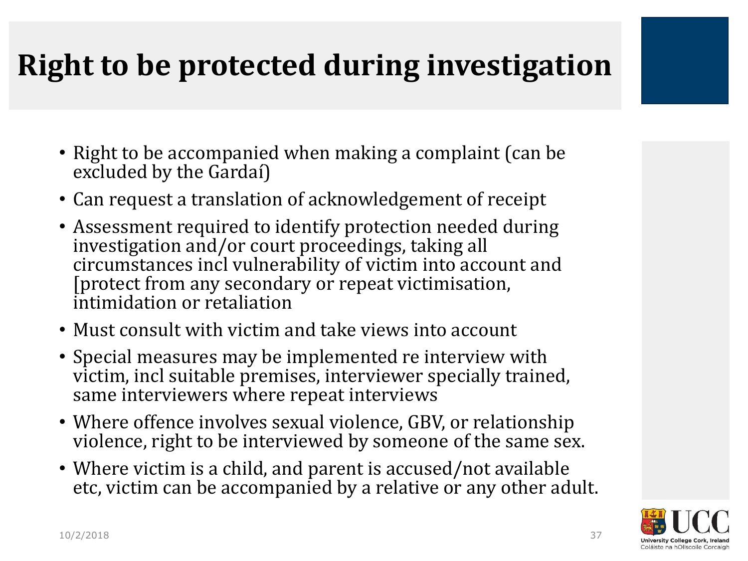# Right to be protected during investigation

- Right to be accompanied when making a complaint (can be excluded by the Gardaí)
- Can request a translation of acknowledgement of receipt
- Assessment required to identify protection needed during investigation and/or court proceedings, taking all circumstances incl vulnerability of victim into account and [protect from any secondary or repeat victimisation, intimidation or retaliation
- Must consult with victim and take views into account
- Special measures may be implemented re interview with victim, incl suitable premises, interviewer specially trained, same interviewers where repeat interviews
- Where offence involves sexual violence, GBV, or relationship violence, right to be interviewed by someone of the same sex.
- Where victim is a child, and parent is accused/not available etc, victim can be accompanied by a relative or any other adult.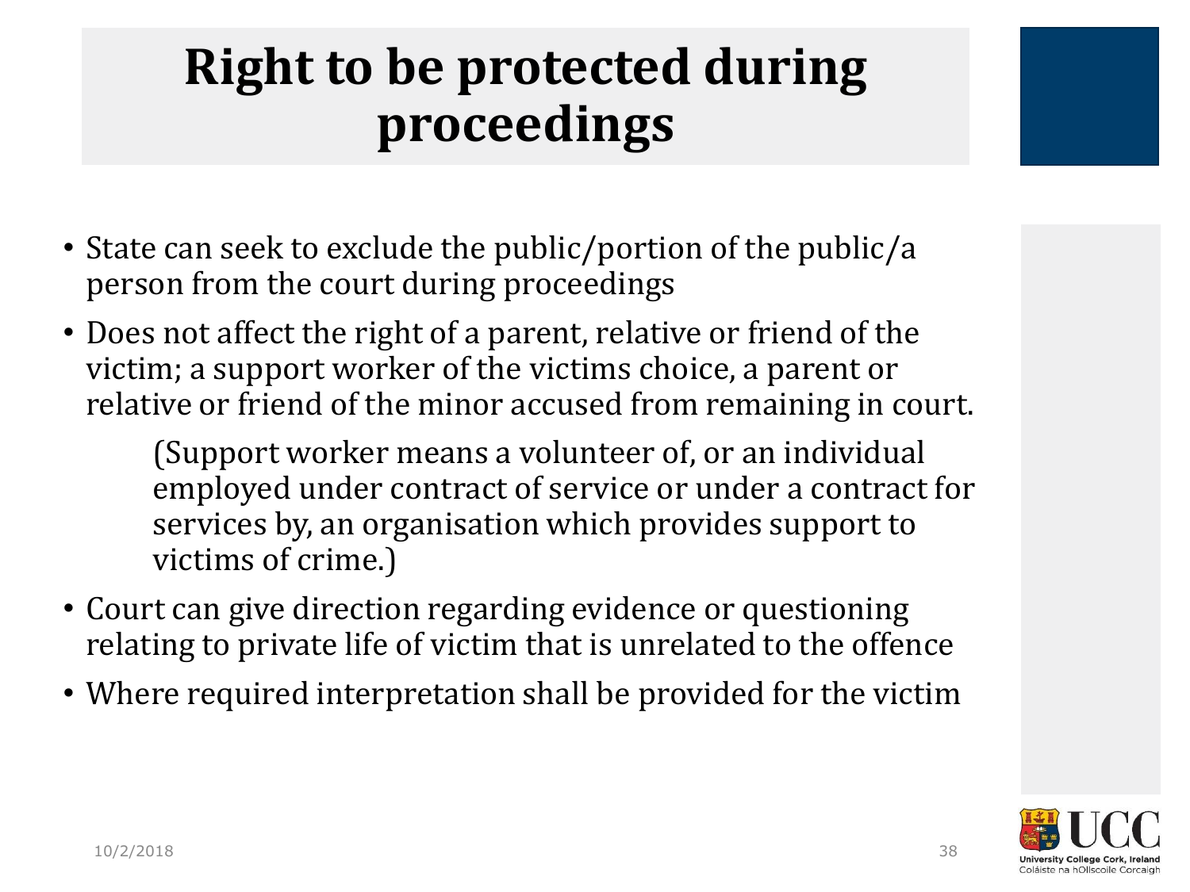# Right to be protected during proceedings

- State can seek to exclude the public/portion of the public/a person from the court during proceedings
- Does not affect the right of a parent, relative or friend of the victim; a support worker of the victims choice, a parent or relative or friend of the minor accused from remaining in court.

  (Support worker means a volunteer of, or an individual employed under contract of service or under a contract for services by, an organisation which provides support to victims of crime.)

- Court can give direction regarding evidence or questioning relating to private life of victim that is unrelated to the offence
- Where required interpretation shall be provided for the victim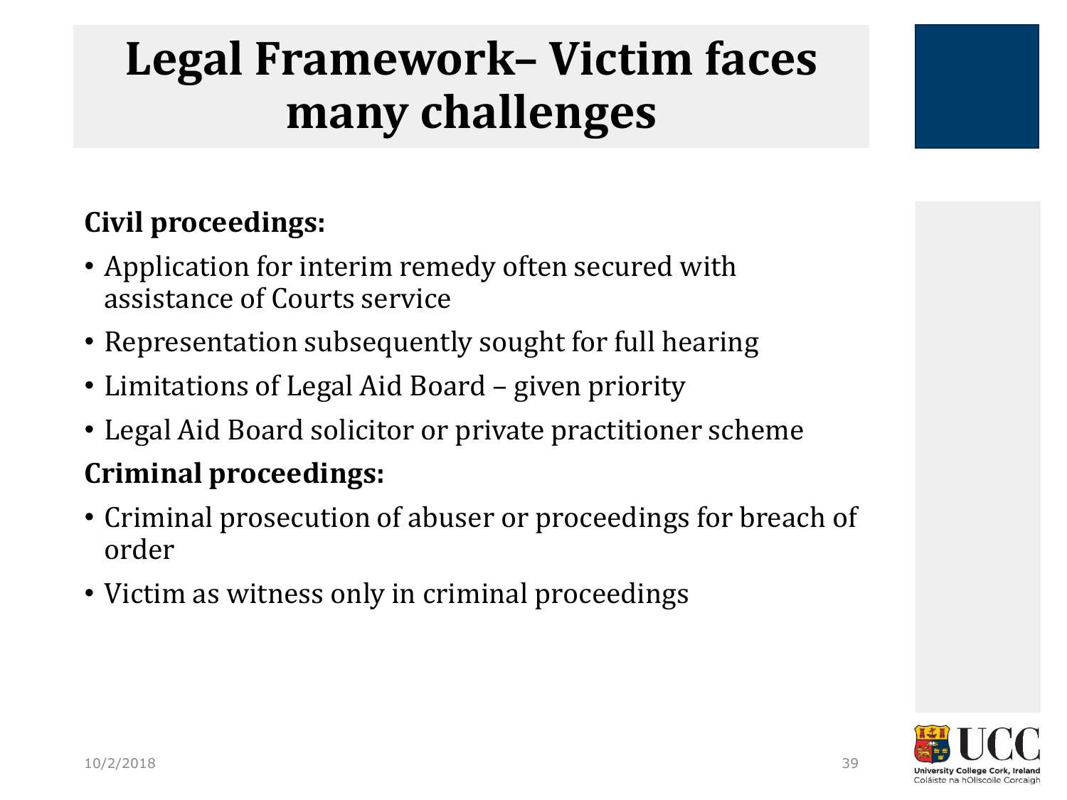# Legal Framework– Victim faces many challenges

**Civil proceedings:**

- Application for interim remedy often secured with assistance of Courts service
- Representation subsequently sought for full hearing
- Limitations of Legal Aid Board – given priority
- Legal Aid Board solicitor or private practitioner scheme

**Criminal proceedings:**

- Criminal prosecution of abuser or proceedings for breach of order
- Victim as witness only in criminal proceedings